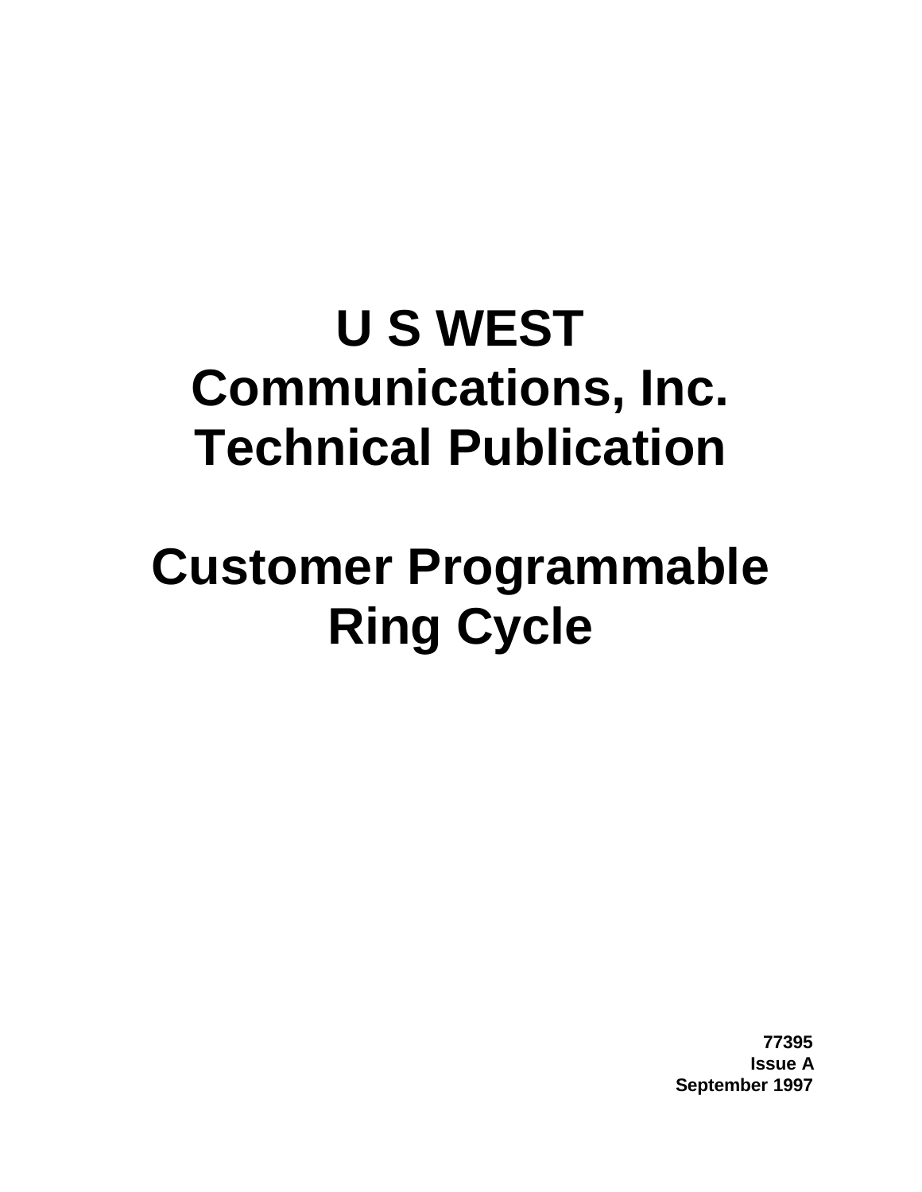# U S WEST Communications, Inc. Technical Publication

# Customer Programmable Ring Cycle

**77395**
**Issue A**
**September 1997**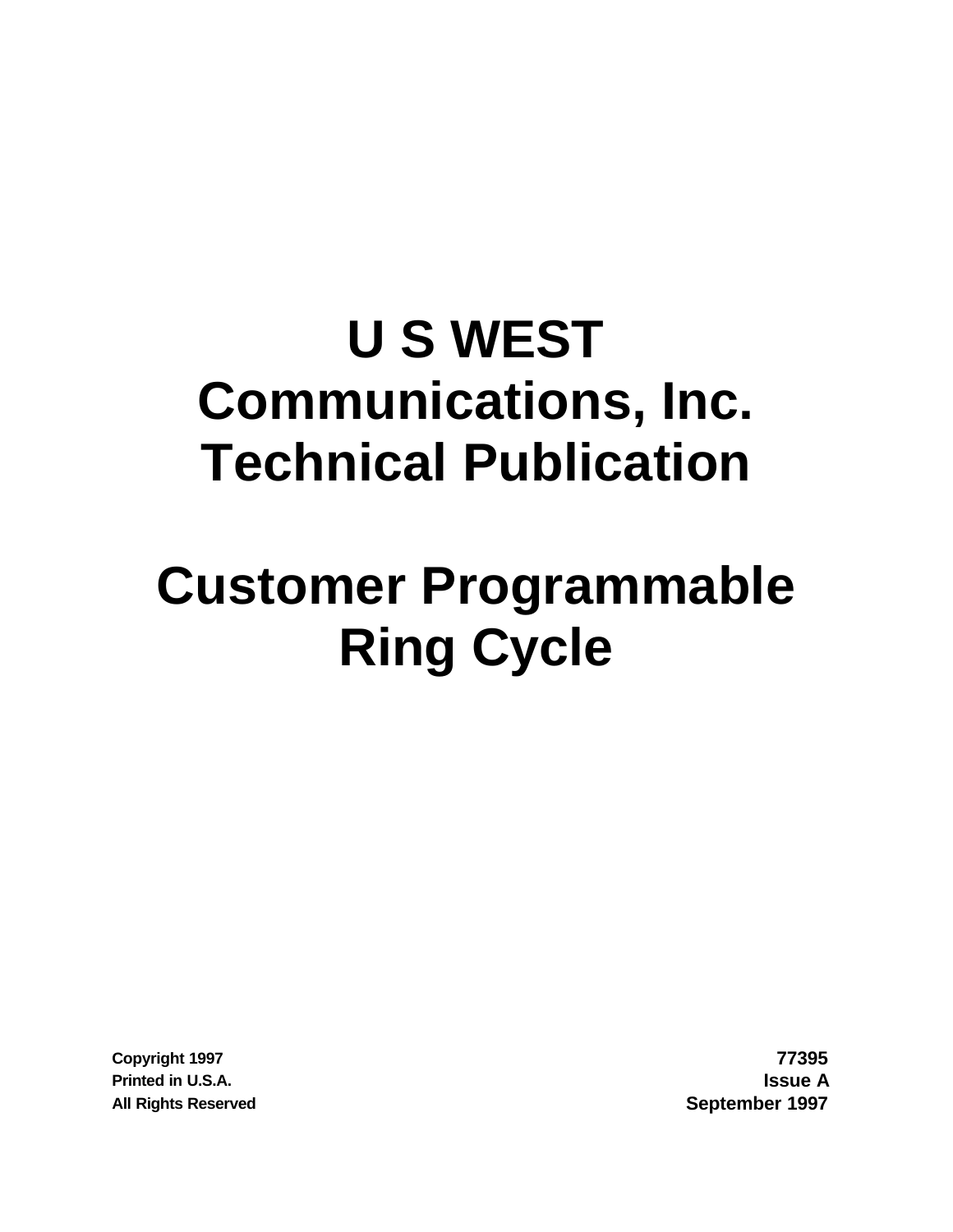# U S WEST Communications, Inc. Technical Publication

# Customer Programmable Ring Cycle

Copyright 1997
Printed in U.S.A.
All Rights Reserved

77395
Issue A
September 1997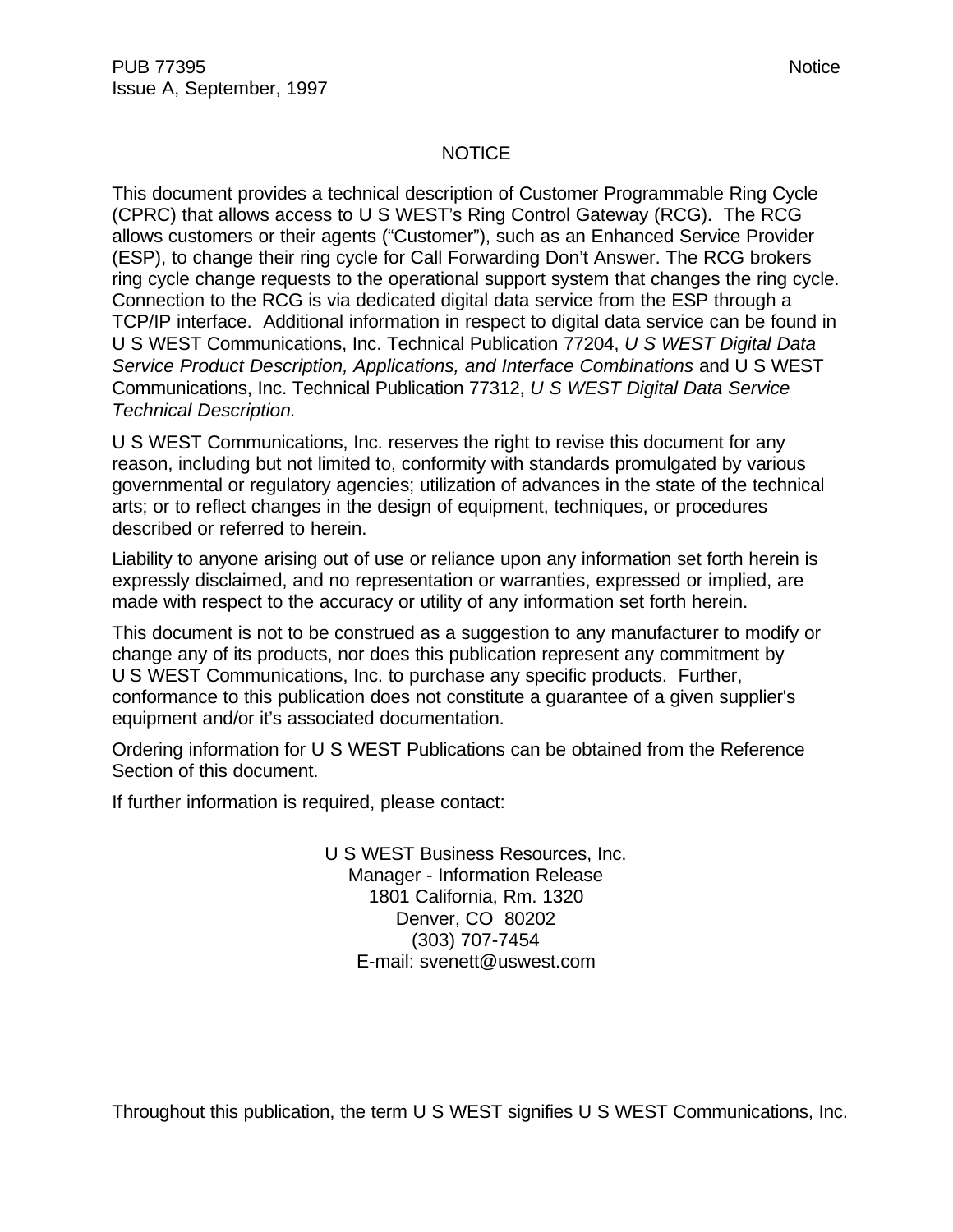# NOTICE

This document provides a technical description of Customer Programmable Ring Cycle (CPRC) that allows access to U S WEST's Ring Control Gateway (RCG). The RCG allows customers or their agents ("Customer"), such as an Enhanced Service Provider (ESP), to change their ring cycle for Call Forwarding Don't Answer. The RCG brokers ring cycle change requests to the operational support system that changes the ring cycle. Connection to the RCG is via dedicated digital data service from the ESP through a TCP/IP interface. Additional information in respect to digital data service can be found in U S WEST Communications, Inc. Technical Publication 77204, *U S WEST Digital Data Service Product Description, Applications, and Interface Combinations* and U S WEST Communications, Inc. Technical Publication 77312, *U S WEST Digital Data Service Technical Description.*

U S WEST Communications, Inc. reserves the right to revise this document for any reason, including but not limited to, conformity with standards promulgated by various governmental or regulatory agencies; utilization of advances in the state of the technical arts; or to reflect changes in the design of equipment, techniques, or procedures described or referred to herein.

Liability to anyone arising out of use or reliance upon any information set forth herein is expressly disclaimed, and no representation or warranties, expressed or implied, are made with respect to the accuracy or utility of any information set forth herein.

This document is not to be construed as a suggestion to any manufacturer to modify or change any of its products, nor does this publication represent any commitment by U S WEST Communications, Inc. to purchase any specific products. Further, conformance to this publication does not constitute a guarantee of a given supplier's equipment and/or it's associated documentation.

Ordering information for U S WEST Publications can be obtained from the Reference Section of this document.

If further information is required, please contact:

U S WEST Business Resources, Inc.
Manager - Information Release
1801 California, Rm. 1320
Denver, CO 80202
(303) 707-7454
E-mail: svenett@uswest.com

Throughout this publication, the term U S WEST signifies U S WEST Communications, Inc.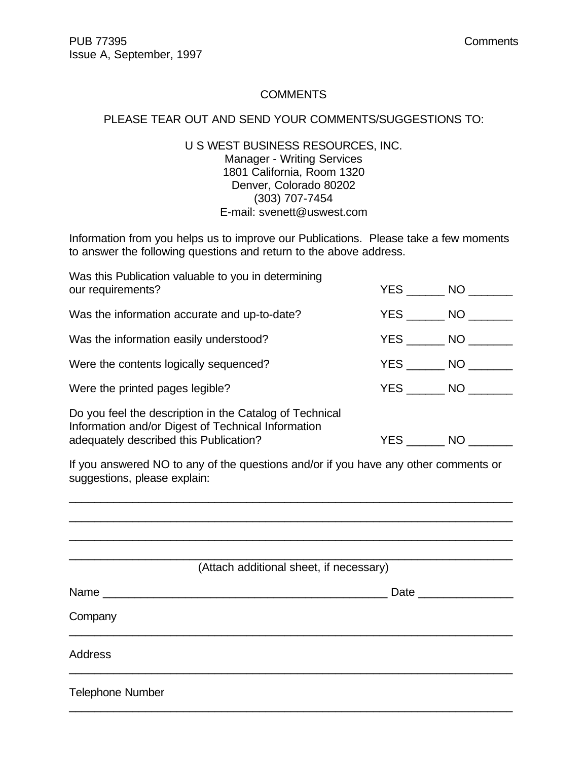# COMMENTS

PLEASE TEAR OUT AND SEND YOUR COMMENTS/SUGGESTIONS TO:

U S WEST BUSINESS RESOURCES, INC.
Manager - Writing Services
1801 California, Room 1320
Denver, Colorado 80202
(303) 707-7454
E-mail: svenett@uswest.com

Information from you helps us to improve our Publications. Please take a few moments to answer the following questions and return to the above address.

Was this Publication valuable to you in determining our requirements? YES ______ NO _______

Was the information accurate and up-to-date? YES ______ NO _______

Was the information easily understood? YES ______ NO _______

Were the contents logically sequenced? YES ______ NO _______

Were the printed pages legible? YES ______ NO _______

Do you feel the description in the Catalog of Technical Information and/or Digest of Technical Information adequately described this Publication? YES ______ NO _______

If you answered NO to any of the questions and/or if you have any other comments or suggestions, please explain:

_______________________________________________________________________

_______________________________________________________________________

_______________________________________________________________________

_______________________________________________________________________

(Attach additional sheet, if necessary)

Name ______________________________________________ Date _______________

Company

_______________________________________________________________________

Address

_______________________________________________________________________

Telephone Number

_______________________________________________________________________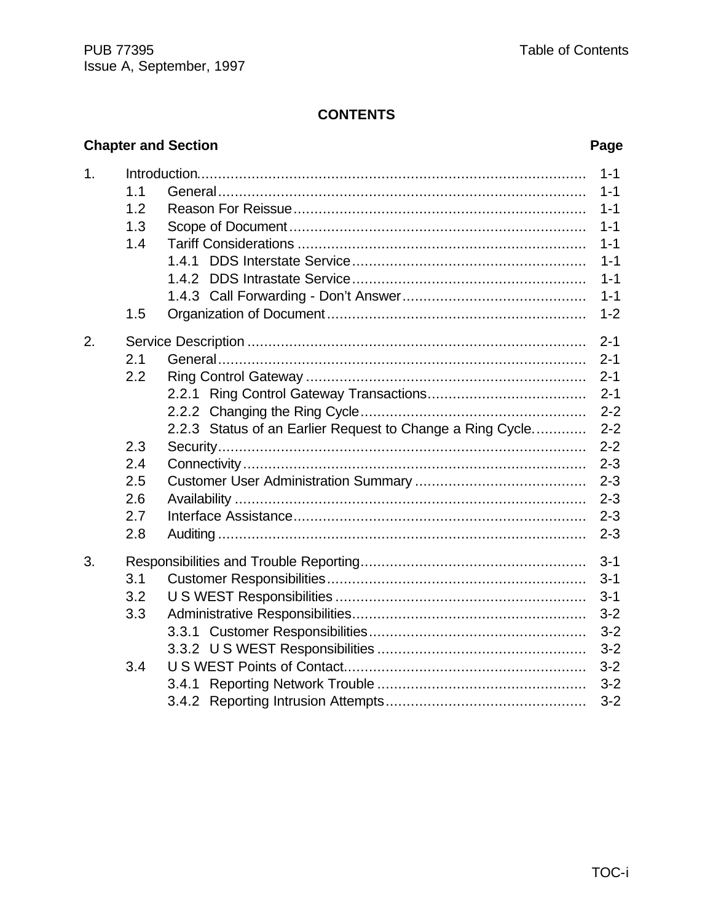## CONTENTS

| Chapter and Section | | | Page |
|---|---|---|---|
| 1. | Introduction | | 1-1 |
| | 1.1 | General | 1-1 |
| | 1.2 | Reason For Reissue | 1-1 |
| | 1.3 | Scope of Document | 1-1 |
| | 1.4 | Tariff Considerations | 1-1 |
| | | 1.4.1 DDS Interstate Service | 1-1 |
| | | 1.4.2 DDS Intrastate Service | 1-1 |
| | | 1.4.3 Call Forwarding - Don't Answer | 1-1 |
| | 1.5 | Organization of Document | 1-2 |
| 2. | Service Description | | 2-1 |
| | 2.1 | General | 2-1 |
| | 2.2 | Ring Control Gateway | 2-1 |
| | | 2.2.1 Ring Control Gateway Transactions | 2-1 |
| | | 2.2.2 Changing the Ring Cycle | 2-2 |
| | | 2.2.3 Status of an Earlier Request to Change a Ring Cycle. | 2-2 |
| | 2.3 | Security | 2-2 |
| | 2.4 | Connectivity | 2-3 |
| | 2.5 | Customer User Administration Summary | 2-3 |
| | 2.6 | Availability | 2-3 |
| | 2.7 | Interface Assistance | 2-3 |
| | 2.8 | Auditing | 2-3 |
| 3. | Responsibilities and Trouble Reporting | | 3-1 |
| | 3.1 | Customer Responsibilities | 3-1 |
| | 3.2 | U S WEST Responsibilities | 3-1 |
| | 3.3 | Administrative Responsibilities | 3-2 |
| | | 3.3.1 Customer Responsibilities | 3-2 |
| | | 3.3.2 U S WEST Responsibilities | 3-2 |
| | 3.4 | U S WEST Points of Contact. | 3-2 |
| | | 3.4.1 Reporting Network Trouble | 3-2 |
| | | 3.4.2 Reporting Intrusion Attempts | 3-2 |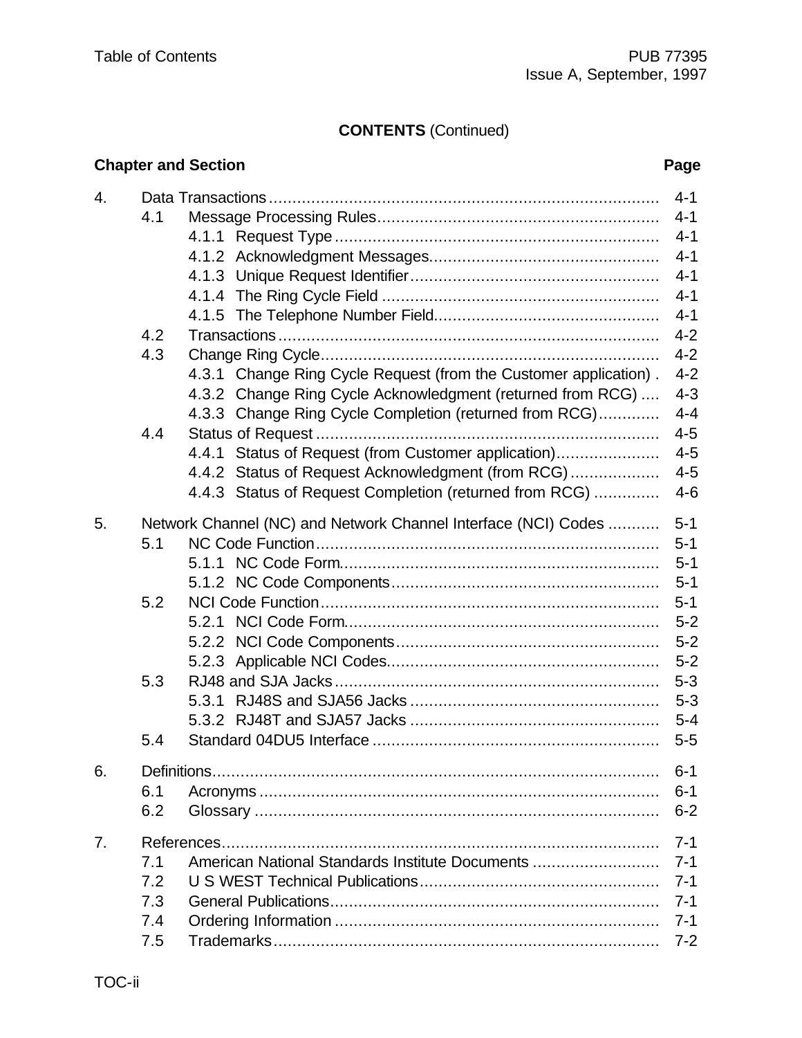**CONTENTS** (Continued)

| Chapter and Section | Page |
|---|---|
| 4. Data Transactions | 4-1 |
| 4.1 Message Processing Rules | 4-1 |
| 4.1.1 Request Type | 4-1 |
| 4.1.2 Acknowledgment Messages | 4-1 |
| 4.1.3 Unique Request Identifier | 4-1 |
| 4.1.4 The Ring Cycle Field | 4-1 |
| 4.1.5 The Telephone Number Field | 4-1 |
| 4.2 Transactions | 4-2 |
| 4.3 Change Ring Cycle | 4-2 |
| 4.3.1 Change Ring Cycle Request (from the Customer application) | 4-2 |
| 4.3.2 Change Ring Cycle Acknowledgment (returned from RCG) | 4-3 |
| 4.3.3 Change Ring Cycle Completion (returned from RCG) | 4-4 |
| 4.4 Status of Request | 4-5 |
| 4.4.1 Status of Request (from Customer application) | 4-5 |
| 4.4.2 Status of Request Acknowledgment (from RCG) | 4-5 |
| 4.4.3 Status of Request Completion (returned from RCG) | 4-6 |
| 5. Network Channel (NC) and Network Channel Interface (NCI) Codes | 5-1 |
| 5.1 NC Code Function | 5-1 |
| 5.1.1 NC Code Form | 5-1 |
| 5.1.2 NC Code Components | 5-1 |
| 5.2 NCI Code Function | 5-1 |
| 5.2.1 NCI Code Form | 5-2 |
| 5.2.2 NCI Code Components | 5-2 |
| 5.2.3 Applicable NCI Codes | 5-2 |
| 5.3 RJ48 and SJA Jacks | 5-3 |
| 5.3.1 RJ48S and SJA56 Jacks | 5-3 |
| 5.3.2 RJ48T and SJA57 Jacks | 5-4 |
| 5.4 Standard 04DU5 Interface | 5-5 |
| 6. Definitions | 6-1 |
| 6.1 Acronyms | 6-1 |
| 6.2 Glossary | 6-2 |
| 7. References | 7-1 |
| 7.1 American National Standards Institute Documents | 7-1 |
| 7.2 U S WEST Technical Publications | 7-1 |
| 7.3 General Publications | 7-1 |
| 7.4 Ordering Information | 7-1 |
| 7.5 Trademarks | 7-2 |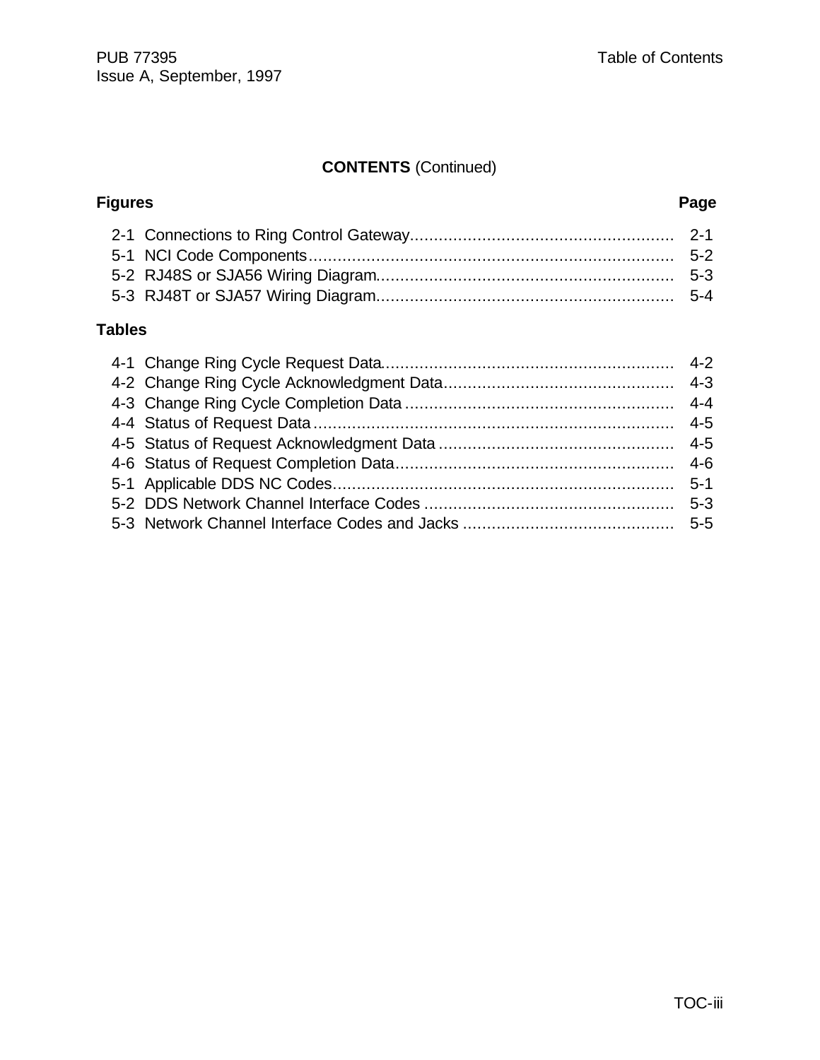## CONTENTS (Continued)

| Figures | | Page |
|---|---|---|
| 2-1 | Connections to Ring Control Gateway | 2-1 |
| 5-1 | NCI Code Components | 5-2 |
| 5-2 | RJ48S or SJA56 Wiring Diagram | 5-3 |
| 5-3 | RJ48T or SJA57 Wiring Diagram | 5-4 |

| Tables | | Page |
|---|---|---|
| 4-1 | Change Ring Cycle Request Data | 4-2 |
| 4-2 | Change Ring Cycle Acknowledgment Data | 4-3 |
| 4-3 | Change Ring Cycle Completion Data | 4-4 |
| 4-4 | Status of Request Data | 4-5 |
| 4-5 | Status of Request Acknowledgment Data | 4-5 |
| 4-6 | Status of Request Completion Data | 4-6 |
| 5-1 | Applicable DDS NC Codes | 5-1 |
| 5-2 | DDS Network Channel Interface Codes | 5-3 |
| 5-3 | Network Channel Interface Codes and Jacks | 5-5 |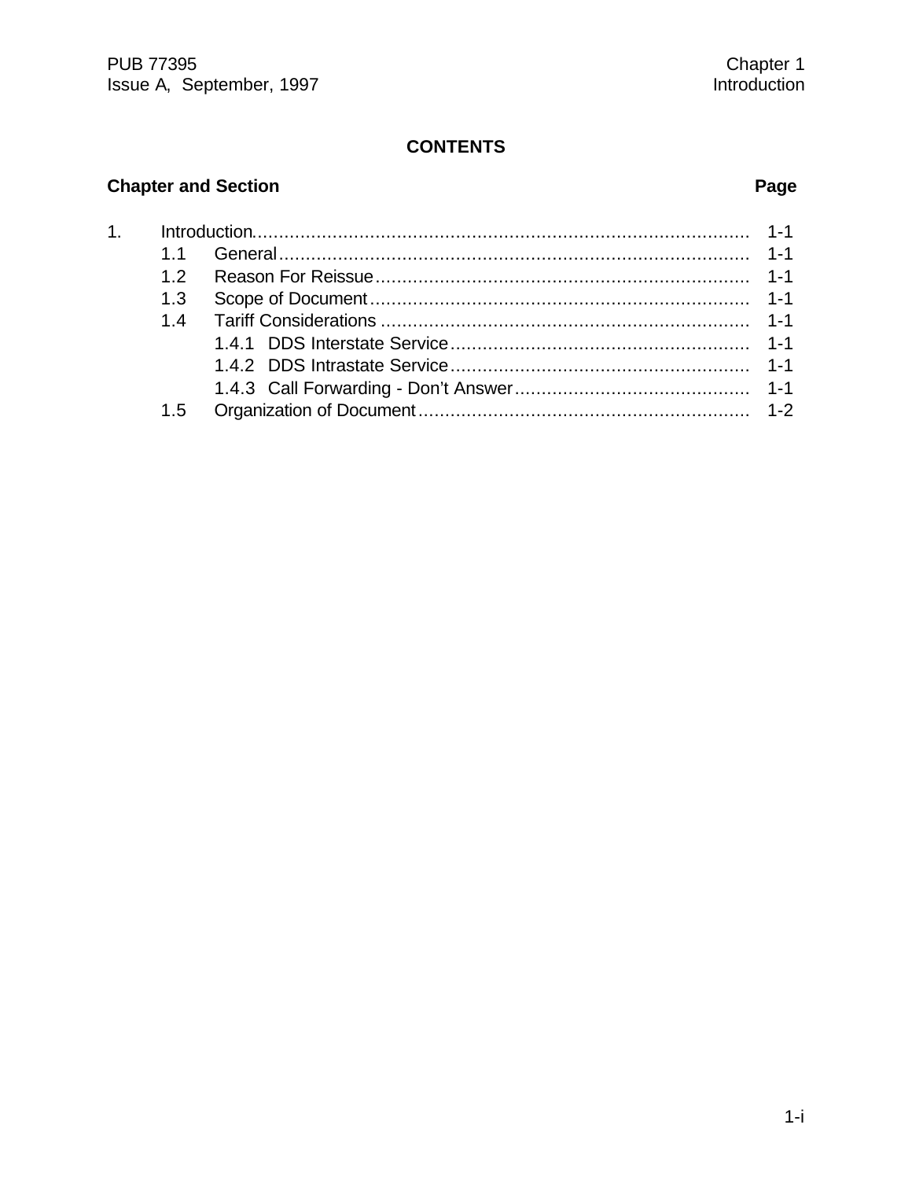**CONTENTS**

| Chapter and Section | | | Page |
|---|---|---|---|
| 1. | Introduction | | 1-1 |
| | 1.1 | General | 1-1 |
| | 1.2 | Reason For Reissue | 1-1 |
| | 1.3 | Scope of Document | 1-1 |
| | 1.4 | Tariff Considerations | 1-1 |
| | | 1.4.1 DDS Interstate Service | 1-1 |
| | | 1.4.2 DDS Intrastate Service | 1-1 |
| | | 1.4.3 Call Forwarding - Don't Answer | 1-1 |
| | 1.5 | Organization of Document | 1-2 |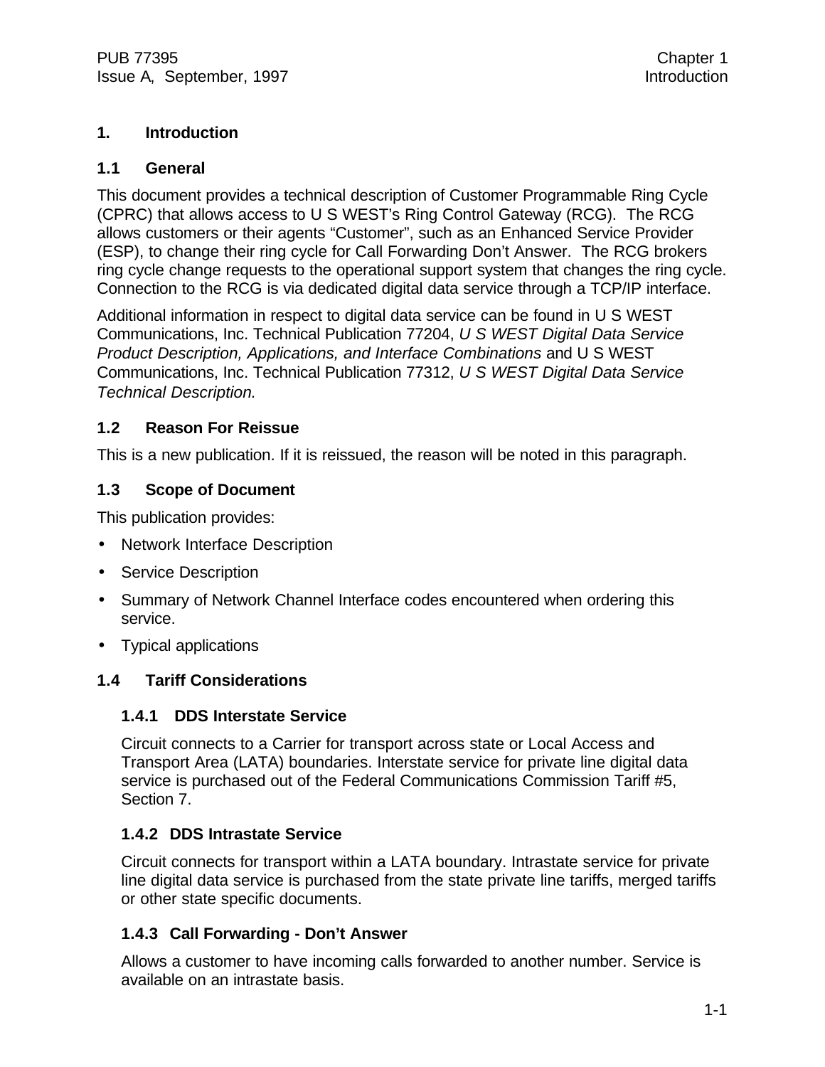# 1. Introduction

## 1.1 General

This document provides a technical description of Customer Programmable Ring Cycle (CPRC) that allows access to U S WEST's Ring Control Gateway (RCG). The RCG allows customers or their agents "Customer", such as an Enhanced Service Provider (ESP), to change their ring cycle for Call Forwarding Don't Answer. The RCG brokers ring cycle change requests to the operational support system that changes the ring cycle. Connection to the RCG is via dedicated digital data service through a TCP/IP interface.

Additional information in respect to digital data service can be found in U S WEST Communications, Inc. Technical Publication 77204, *U S WEST Digital Data Service Product Description, Applications, and Interface Combinations* and U S WEST Communications, Inc. Technical Publication 77312, *U S WEST Digital Data Service Technical Description.*

## 1.2 Reason For Reissue

This is a new publication. If it is reissued, the reason will be noted in this paragraph.

## 1.3 Scope of Document

This publication provides:

- Network Interface Description
- Service Description
- Summary of Network Channel Interface codes encountered when ordering this service.
- Typical applications

## 1.4 Tariff Considerations

### 1.4.1 DDS Interstate Service

Circuit connects to a Carrier for transport across state or Local Access and Transport Area (LATA) boundaries. Interstate service for private line digital data service is purchased out of the Federal Communications Commission Tariff #5, Section 7.

### 1.4.2 DDS Intrastate Service

Circuit connects for transport within a LATA boundary. Intrastate service for private line digital data service is purchased from the state private line tariffs, merged tariffs or other state specific documents.

### 1.4.3 Call Forwarding - Don't Answer

Allows a customer to have incoming calls forwarded to another number. Service is available on an intrastate basis.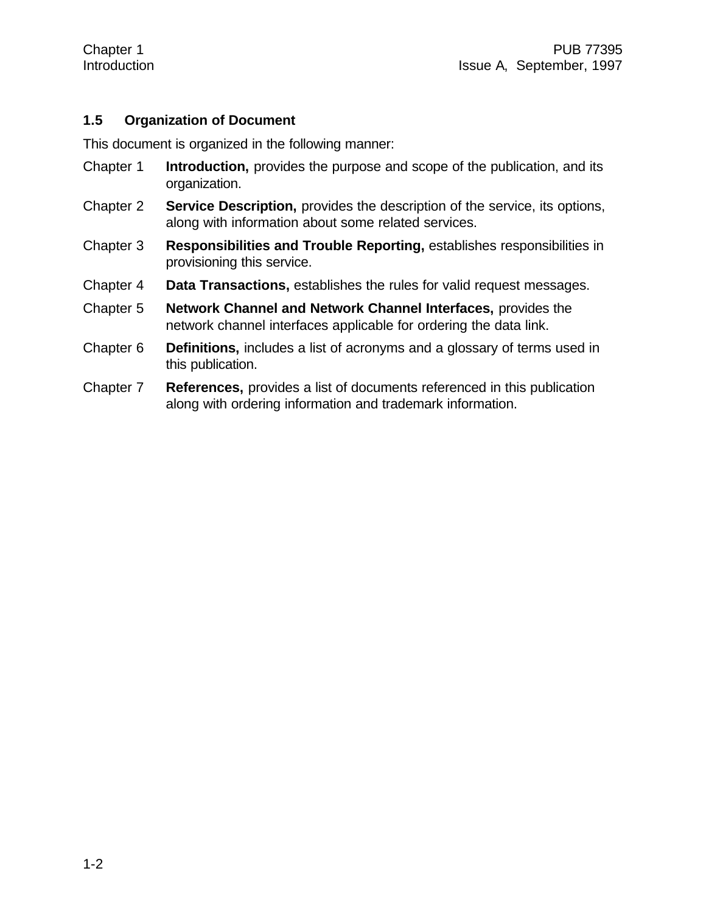### 1.5 Organization of Document

This document is organized in the following manner:

Chapter 1 **Introduction,** provides the purpose and scope of the publication, and its organization.

Chapter 2 **Service Description,** provides the description of the service, its options, along with information about some related services.

Chapter 3 **Responsibilities and Trouble Reporting,** establishes responsibilities in provisioning this service.

Chapter 4 **Data Transactions,** establishes the rules for valid request messages.

Chapter 5 **Network Channel and Network Channel Interfaces,** provides the network channel interfaces applicable for ordering the data link.

Chapter 6 **Definitions,** includes a list of acronyms and a glossary of terms used in this publication.

Chapter 7 **References,** provides a list of documents referenced in this publication along with ordering information and trademark information.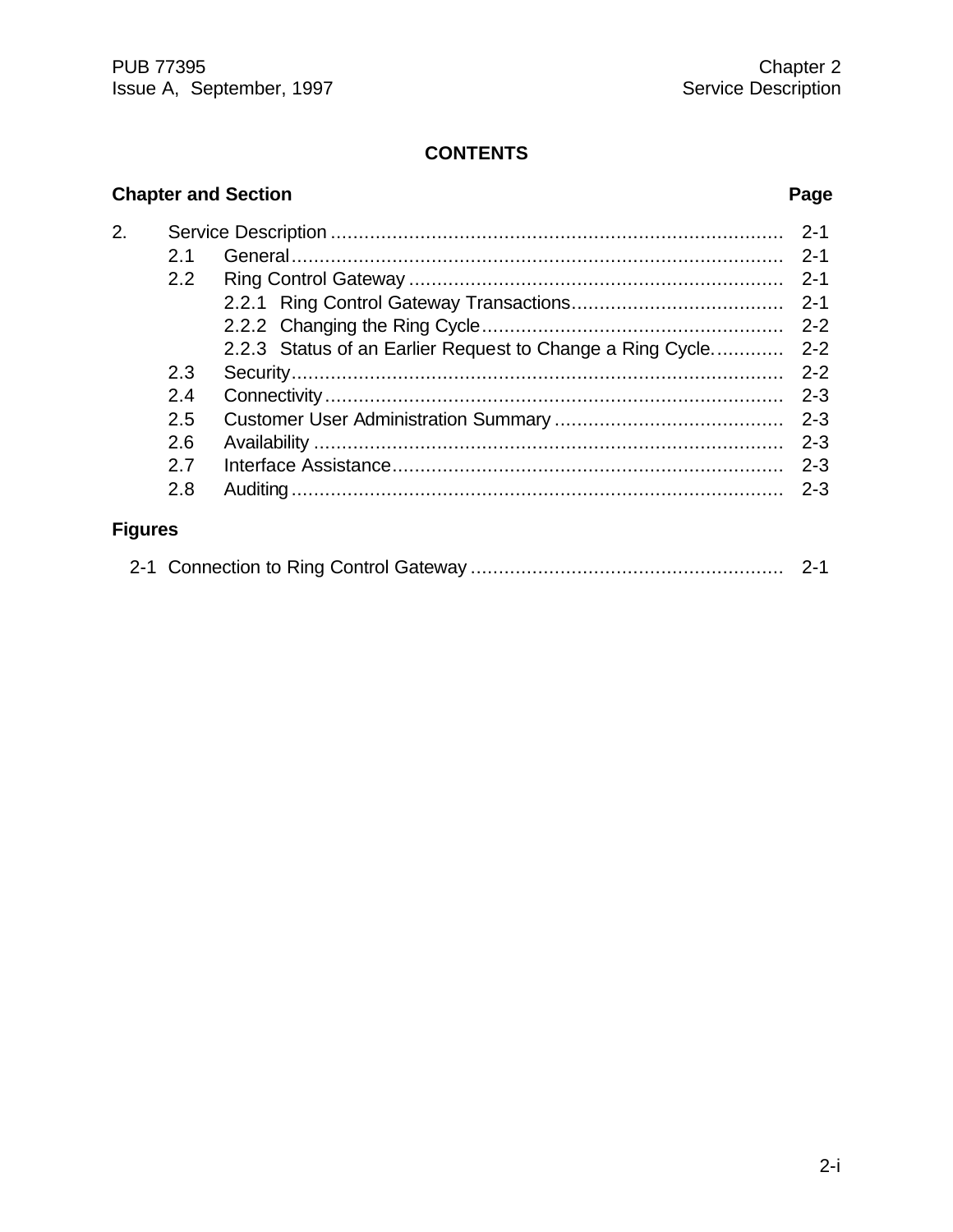## CONTENTS

| Chapter and Section | | | Page |
|---|---|---|---|
| 2. | Service Description | | 2-1 |
| | 2.1 | General | 2-1 |
| | 2.2 | Ring Control Gateway | 2-1 |
| | | 2.2.1 Ring Control Gateway Transactions | 2-1 |
| | | 2.2.2 Changing the Ring Cycle | 2-2 |
| | | 2.2.3 Status of an Earlier Request to Change a Ring Cycle. | 2-2 |
| | 2.3 | Security | 2-2 |
| | 2.4 | Connectivity | 2-3 |
| | 2.5 | Customer User Administration Summary | 2-3 |
| | 2.6 | Availability | 2-3 |
| | 2.7 | Interface Assistance | 2-3 |
| | 2.8 | Auditing | 2-3 |

**Figures**

| Figure | Page |
|---|---|
| 2-1 Connection to Ring Control Gateway | 2-1 |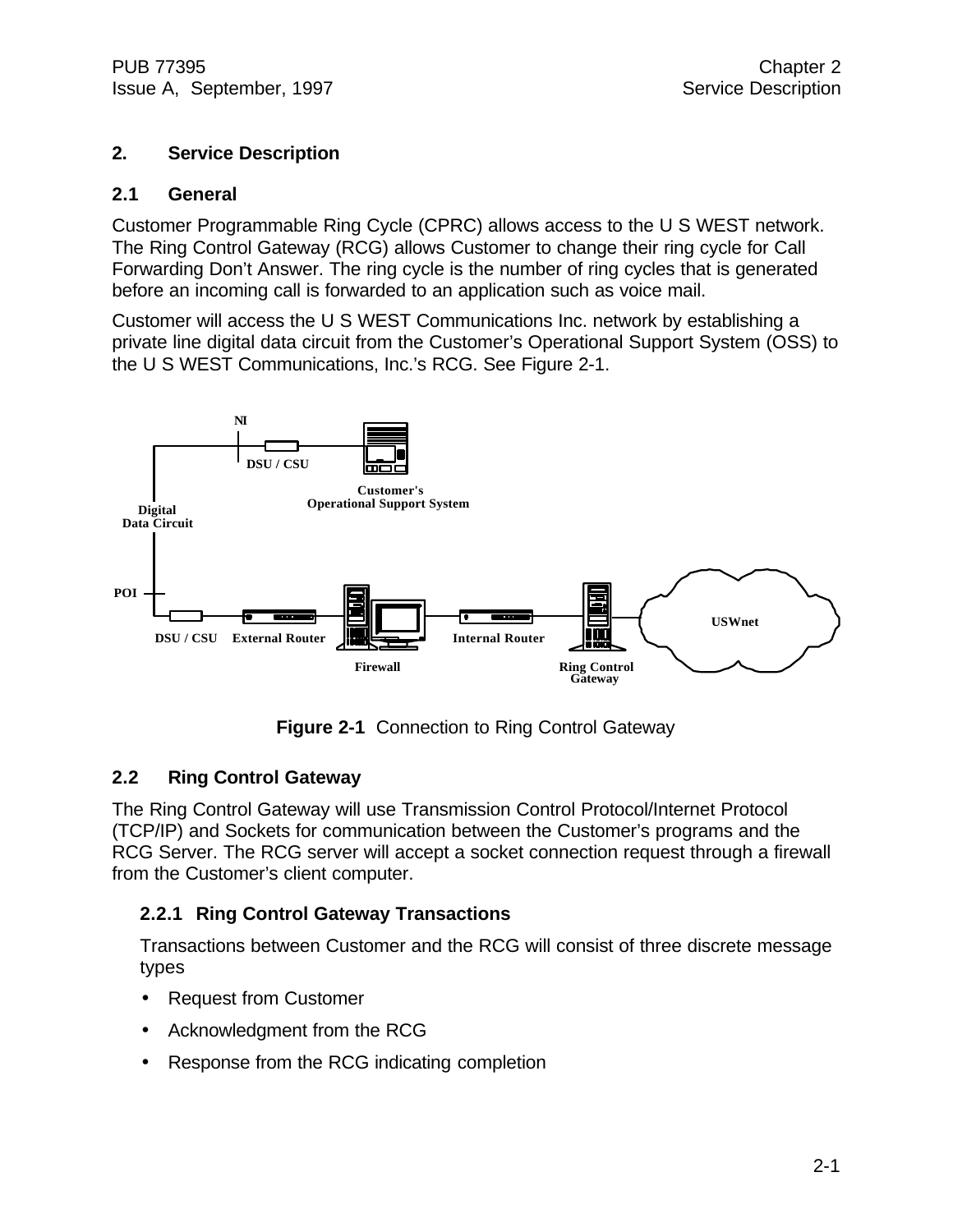## 2. Service Description

### 2.1 General

Customer Programmable Ring Cycle (CPRC) allows access to the U S WEST network. The Ring Control Gateway (RCG) allows Customer to change their ring cycle for Call Forwarding Don't Answer. The ring cycle is the number of ring cycles that is generated before an incoming call is forwarded to an application such as voice mail.

Customer will access the U S WEST Communications Inc. network by establishing a private line digital data circuit from the Customer's Operational Support System (OSS) to the U S WEST Communications, Inc.'s RCG. See Figure 2-1.

NI

DSU / CSU

Customer's Operational Support System

Digital Data Circuit

POI

DSU / CSU External Router Firewall Internal Router Ring Control Gateway USWnet

**Figure 2-1** Connection to Ring Control Gateway

### 2.2 Ring Control Gateway

The Ring Control Gateway will use Transmission Control Protocol/Internet Protocol (TCP/IP) and Sockets for communication between the Customer's programs and the RCG Server. The RCG server will accept a socket connection request through a firewall from the Customer's client computer.

#### 2.2.1 Ring Control Gateway Transactions

Transactions between Customer and the RCG will consist of three discrete message types

- Request from Customer
- Acknowledgment from the RCG
- Response from the RCG indicating completion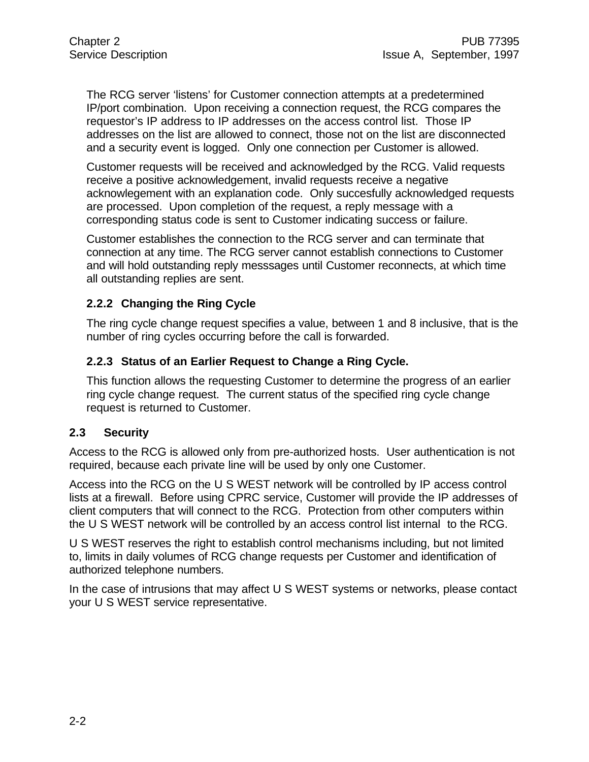The RCG server 'listens' for Customer connection attempts at a predetermined IP/port combination. Upon receiving a connection request, the RCG compares the requestor's IP address to IP addresses on the access control list. Those IP addresses on the list are allowed to connect, those not on the list are disconnected and a security event is logged. Only one connection per Customer is allowed.

Customer requests will be received and acknowledged by the RCG. Valid requests receive a positive acknowledgement, invalid requests receive a negative acknowlegement with an explanation code. Only succesfully acknowledged requests are processed. Upon completion of the request, a reply message with a corresponding status code is sent to Customer indicating success or failure.

Customer establishes the connection to the RCG server and can terminate that connection at any time. The RCG server cannot establish connections to Customer and will hold outstanding reply messsages until Customer reconnects, at which time all outstanding replies are sent.

### 2.2.2 Changing the Ring Cycle

The ring cycle change request specifies a value, between 1 and 8 inclusive, that is the number of ring cycles occurring before the call is forwarded.

### 2.2.3 Status of an Earlier Request to Change a Ring Cycle.

This function allows the requesting Customer to determine the progress of an earlier ring cycle change request. The current status of the specified ring cycle change request is returned to Customer.

## 2.3 Security

Access to the RCG is allowed only from pre-authorized hosts. User authentication is not required, because each private line will be used by only one Customer.

Access into the RCG on the U S WEST network will be controlled by IP access control lists at a firewall. Before using CPRC service, Customer will provide the IP addresses of client computers that will connect to the RCG. Protection from other computers within the U S WEST network will be controlled by an access control list internal to the RCG.

U S WEST reserves the right to establish control mechanisms including, but not limited to, limits in daily volumes of RCG change requests per Customer and identification of authorized telephone numbers.

In the case of intrusions that may affect U S WEST systems or networks, please contact your U S WEST service representative.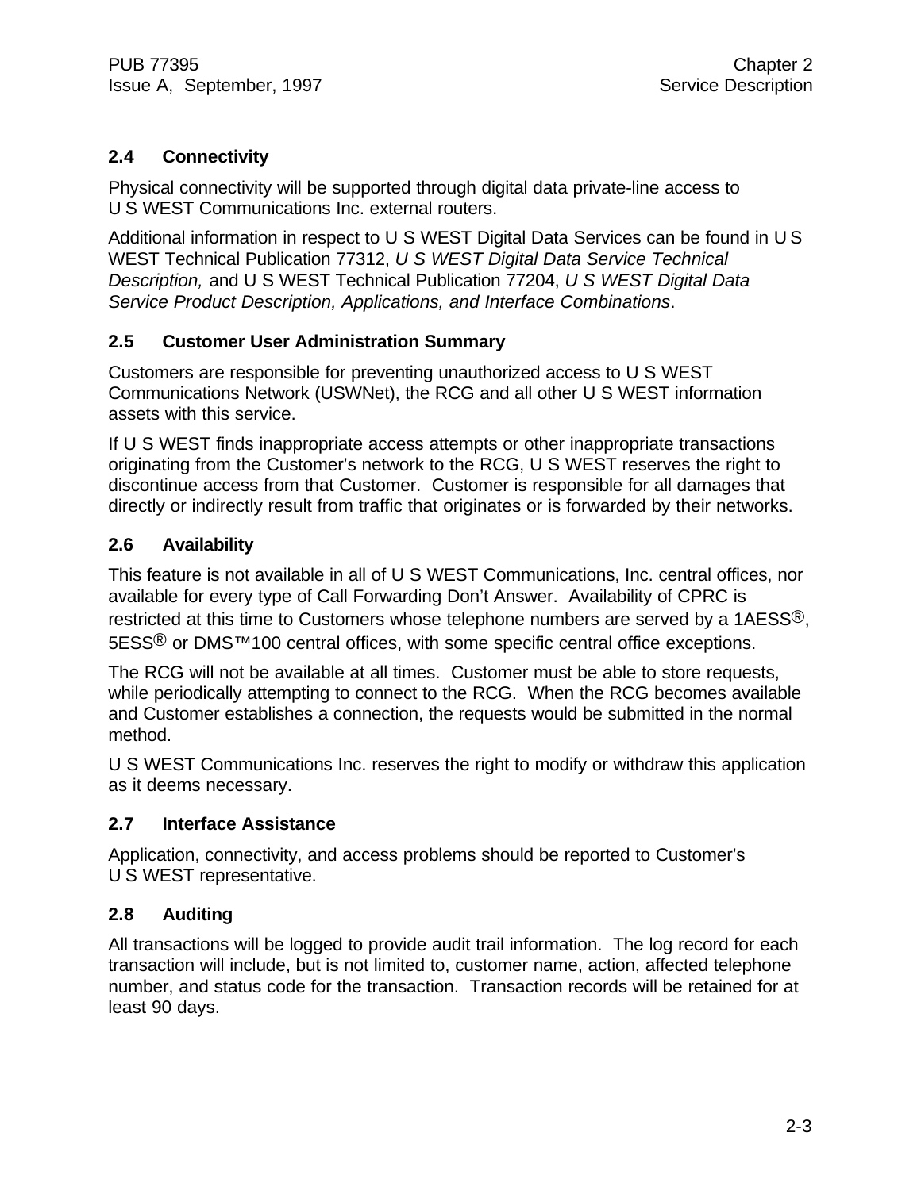## 2.4 Connectivity

Physical connectivity will be supported through digital data private-line access to U S WEST Communications Inc. external routers.

Additional information in respect to U S WEST Digital Data Services can be found in U S WEST Technical Publication 77312, *U S WEST Digital Data Service Technical Description,* and U S WEST Technical Publication 77204, *U S WEST Digital Data Service Product Description, Applications, and Interface Combinations*.

## 2.5 Customer User Administration Summary

Customers are responsible for preventing unauthorized access to U S WEST Communications Network (USWNet), the RCG and all other U S WEST information assets with this service.

If U S WEST finds inappropriate access attempts or other inappropriate transactions originating from the Customer's network to the RCG, U S WEST reserves the right to discontinue access from that Customer. Customer is responsible for all damages that directly or indirectly result from traffic that originates or is forwarded by their networks.

## 2.6 Availability

This feature is not available in all of U S WEST Communications, Inc. central offices, nor available for every type of Call Forwarding Don't Answer. Availability of CPRC is restricted at this time to Customers whose telephone numbers are served by a 1AESS®, 5ESS® or DMS™100 central offices, with some specific central office exceptions.

The RCG will not be available at all times. Customer must be able to store requests, while periodically attempting to connect to the RCG. When the RCG becomes available and Customer establishes a connection, the requests would be submitted in the normal method.

U S WEST Communications Inc. reserves the right to modify or withdraw this application as it deems necessary.

## 2.7 Interface Assistance

Application, connectivity, and access problems should be reported to Customer's U S WEST representative.

## 2.8 Auditing

All transactions will be logged to provide audit trail information. The log record for each transaction will include, but is not limited to, customer name, action, affected telephone number, and status code for the transaction. Transaction records will be retained for at least 90 days.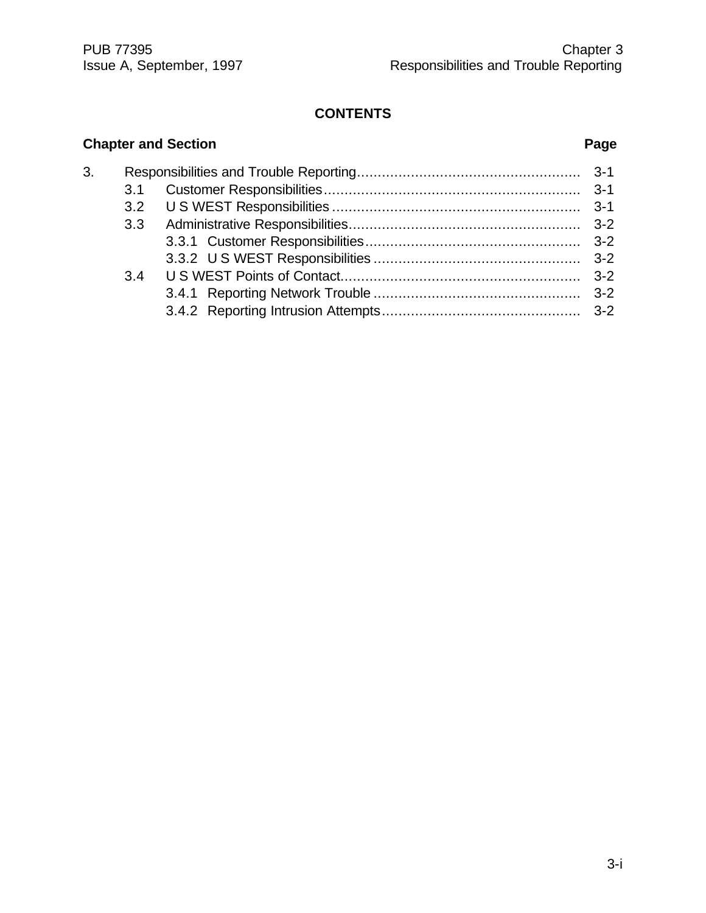## CONTENTS

| Chapter and Section | | | Page |
|---|---|---|---|
| 3. | Responsibilities and Trouble Reporting | | 3-1 |
| | 3.1 | Customer Responsibilities | 3-1 |
| | 3.2 | U S WEST Responsibilities | 3-1 |
| | 3.3 | Administrative Responsibilities | 3-2 |
| | | 3.3.1 Customer Responsibilities | 3-2 |
| | | 3.3.2 U S WEST Responsibilities | 3-2 |
| | 3.4 | U S WEST Points of Contact | 3-2 |
| | | 3.4.1 Reporting Network Trouble | 3-2 |
| | | 3.4.2 Reporting Intrusion Attempts | 3-2 |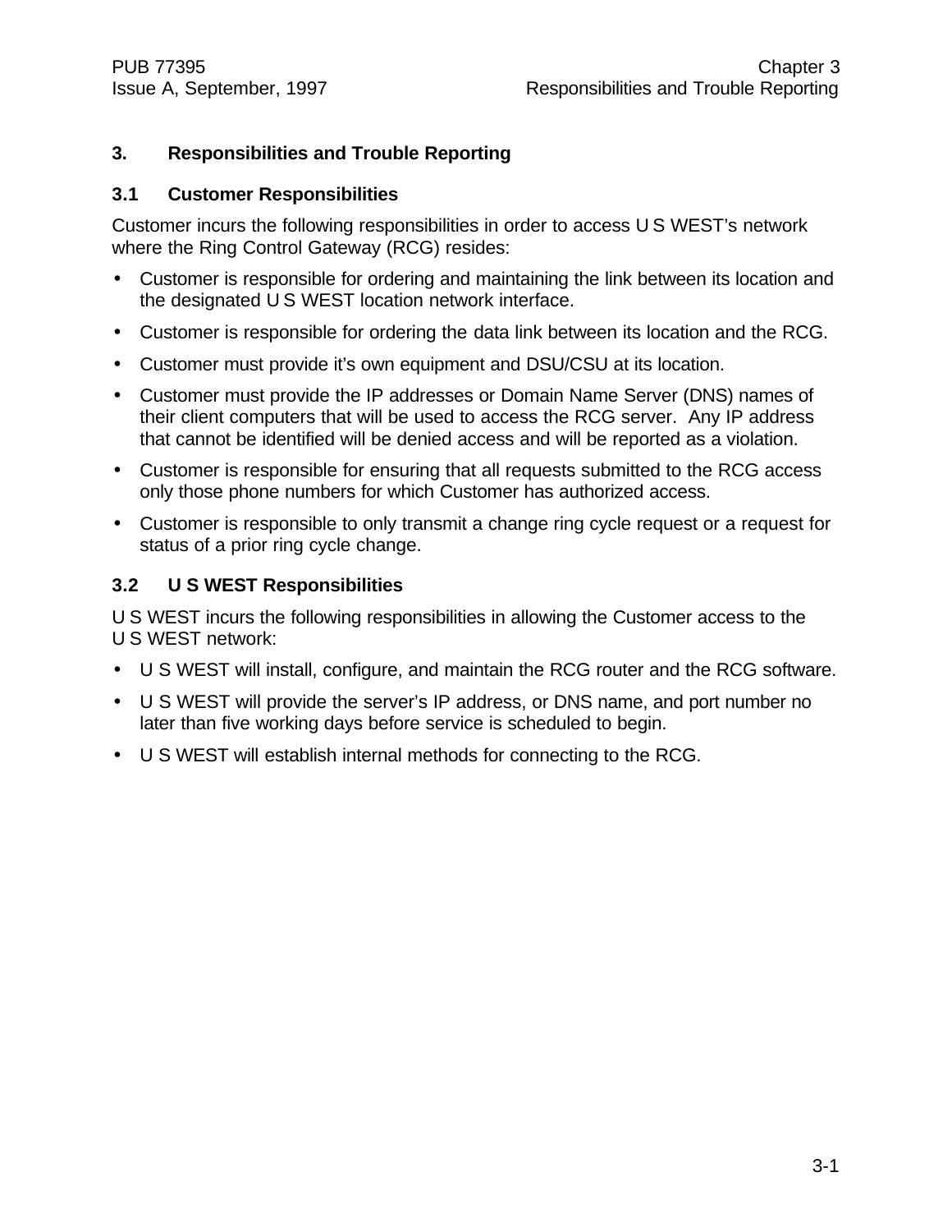# 3. Responsibilities and Trouble Reporting

## 3.1 Customer Responsibilities

Customer incurs the following responsibilities in order to access U S WEST's network where the Ring Control Gateway (RCG) resides:

- Customer is responsible for ordering and maintaining the link between its location and the designated U S WEST location network interface.
- Customer is responsible for ordering the data link between its location and the RCG.
- Customer must provide it's own equipment and DSU/CSU at its location.
- Customer must provide the IP addresses or Domain Name Server (DNS) names of their client computers that will be used to access the RCG server. Any IP address that cannot be identified will be denied access and will be reported as a violation.
- Customer is responsible for ensuring that all requests submitted to the RCG access only those phone numbers for which Customer has authorized access.
- Customer is responsible to only transmit a change ring cycle request or a request for status of a prior ring cycle change.

## 3.2 U S WEST Responsibilities

U S WEST incurs the following responsibilities in allowing the Customer access to the U S WEST network:

- U S WEST will install, configure, and maintain the RCG router and the RCG software.
- U S WEST will provide the server's IP address, or DNS name, and port number no later than five working days before service is scheduled to begin.
- U S WEST will establish internal methods for connecting to the RCG.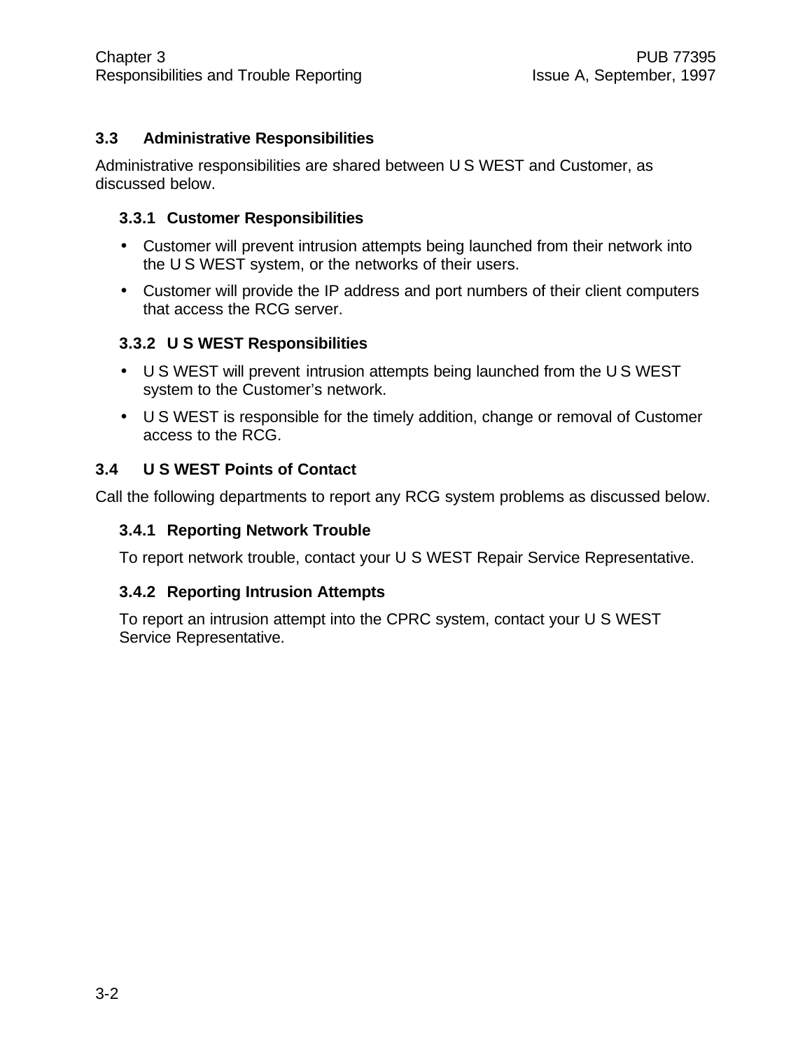## 3.3 Administrative Responsibilities

Administrative responsibilities are shared between U S WEST and Customer, as discussed below.

### 3.3.1 Customer Responsibilities

- Customer will prevent intrusion attempts being launched from their network into the U S WEST system, or the networks of their users.
- Customer will provide the IP address and port numbers of their client computers that access the RCG server.

### 3.3.2 U S WEST Responsibilities

- U S WEST will prevent intrusion attempts being launched from the U S WEST system to the Customer's network.
- U S WEST is responsible for the timely addition, change or removal of Customer access to the RCG.

## 3.4 U S WEST Points of Contact

Call the following departments to report any RCG system problems as discussed below.

### 3.4.1 Reporting Network Trouble

To report network trouble, contact your U S WEST Repair Service Representative.

### 3.4.2 Reporting Intrusion Attempts

To report an intrusion attempt into the CPRC system, contact your U S WEST Service Representative.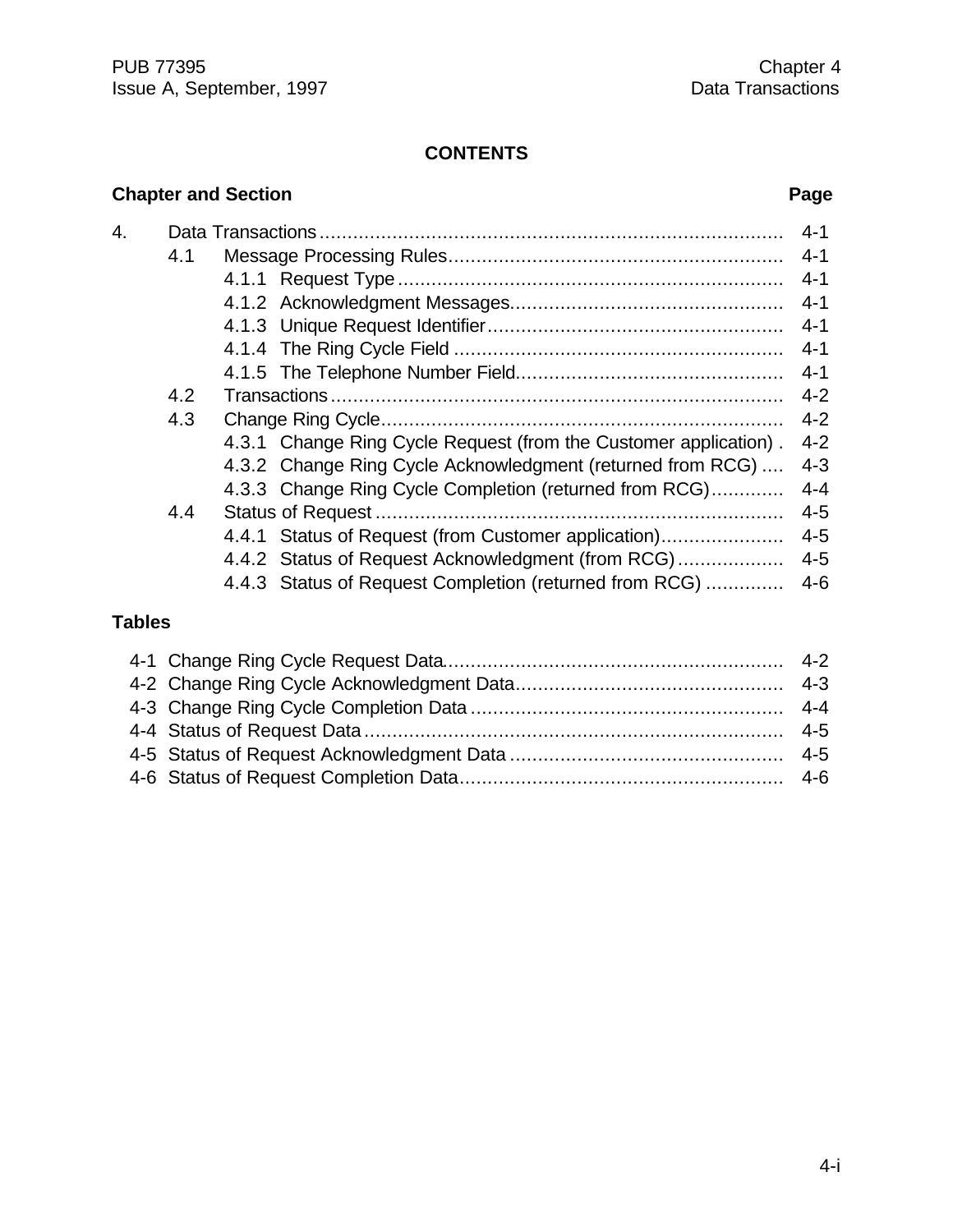**CONTENTS**

| Chapter and Section | | | Page |
|---|---|---|---|
| 4. | Data Transactions | | 4-1 |
| | 4.1 | Message Processing Rules | 4-1 |
| | | 4.1.1 Request Type | 4-1 |
| | | 4.1.2 Acknowledgment Messages | 4-1 |
| | | 4.1.3 Unique Request Identifier | 4-1 |
| | | 4.1.4 The Ring Cycle Field | 4-1 |
| | | 4.1.5 The Telephone Number Field | 4-1 |
| | 4.2 | Transactions | 4-2 |
| | 4.3 | Change Ring Cycle | 4-2 |
| | | 4.3.1 Change Ring Cycle Request (from the Customer application) | 4-2 |
| | | 4.3.2 Change Ring Cycle Acknowledgment (returned from RCG) | 4-3 |
| | | 4.3.3 Change Ring Cycle Completion (returned from RCG) | 4-4 |
| | 4.4 | Status of Request | 4-5 |
| | | 4.4.1 Status of Request (from Customer application) | 4-5 |
| | | 4.4.2 Status of Request Acknowledgment (from RCG) | 4-5 |
| | | 4.4.3 Status of Request Completion (returned from RCG) | 4-6 |

**Tables**

| Table | Title | Page |
|---|---|---|
| 4-1 | Change Ring Cycle Request Data | 4-2 |
| 4-2 | Change Ring Cycle Acknowledgment Data | 4-3 |
| 4-3 | Change Ring Cycle Completion Data | 4-4 |
| 4-4 | Status of Request Data | 4-5 |
| 4-5 | Status of Request Acknowledgment Data | 4-5 |
| 4-6 | Status of Request Completion Data | 4-6 |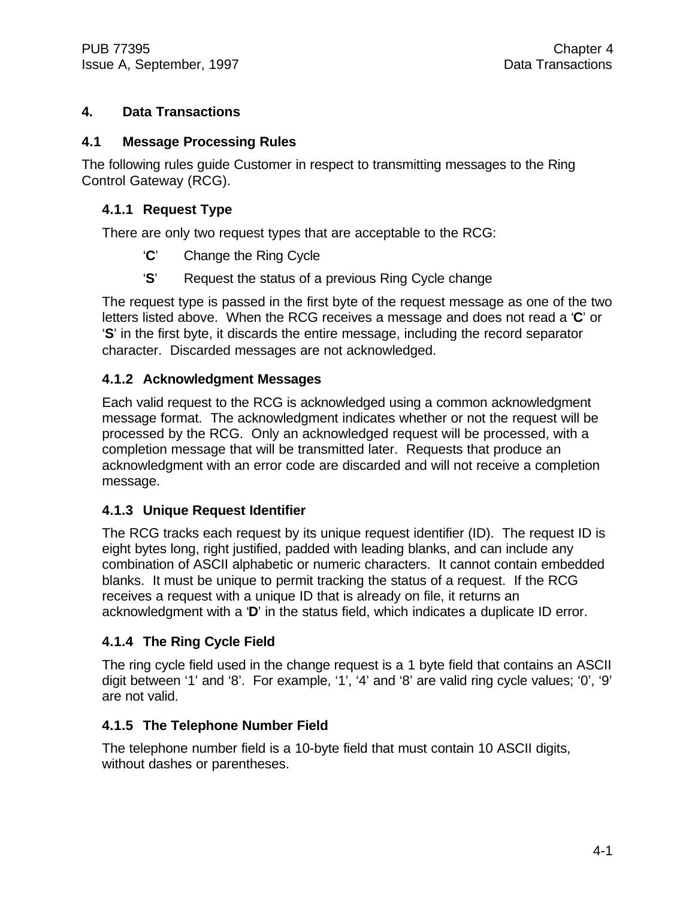# 4. Data Transactions

## 4.1 Message Processing Rules

The following rules guide Customer in respect to transmitting messages to the Ring Control Gateway (RCG).

### 4.1.1 Request Type

There are only two request types that are acceptable to the RCG:

- '**C**' Change the Ring Cycle
- '**S**' Request the status of a previous Ring Cycle change

The request type is passed in the first byte of the request message as one of the two letters listed above. When the RCG receives a message and does not read a '**C**' or '**S**' in the first byte, it discards the entire message, including the record separator character. Discarded messages are not acknowledged.

### 4.1.2 Acknowledgment Messages

Each valid request to the RCG is acknowledged using a common acknowledgment message format. The acknowledgment indicates whether or not the request will be processed by the RCG. Only an acknowledged request will be processed, with a completion message that will be transmitted later. Requests that produce an acknowledgment with an error code are discarded and will not receive a completion message.

### 4.1.3 Unique Request Identifier

The RCG tracks each request by its unique request identifier (ID). The request ID is eight bytes long, right justified, padded with leading blanks, and can include any combination of ASCII alphabetic or numeric characters. It cannot contain embedded blanks. It must be unique to permit tracking the status of a request. If the RCG receives a request with a unique ID that is already on file, it returns an acknowledgment with a '**D**' in the status field, which indicates a duplicate ID error.

### 4.1.4 The Ring Cycle Field

The ring cycle field used in the change request is a 1 byte field that contains an ASCII digit between '1' and '8'. For example, '1', '4' and '8' are valid ring cycle values; '0', '9' are not valid.

### 4.1.5 The Telephone Number Field

The telephone number field is a 10-byte field that must contain 10 ASCII digits, without dashes or parentheses.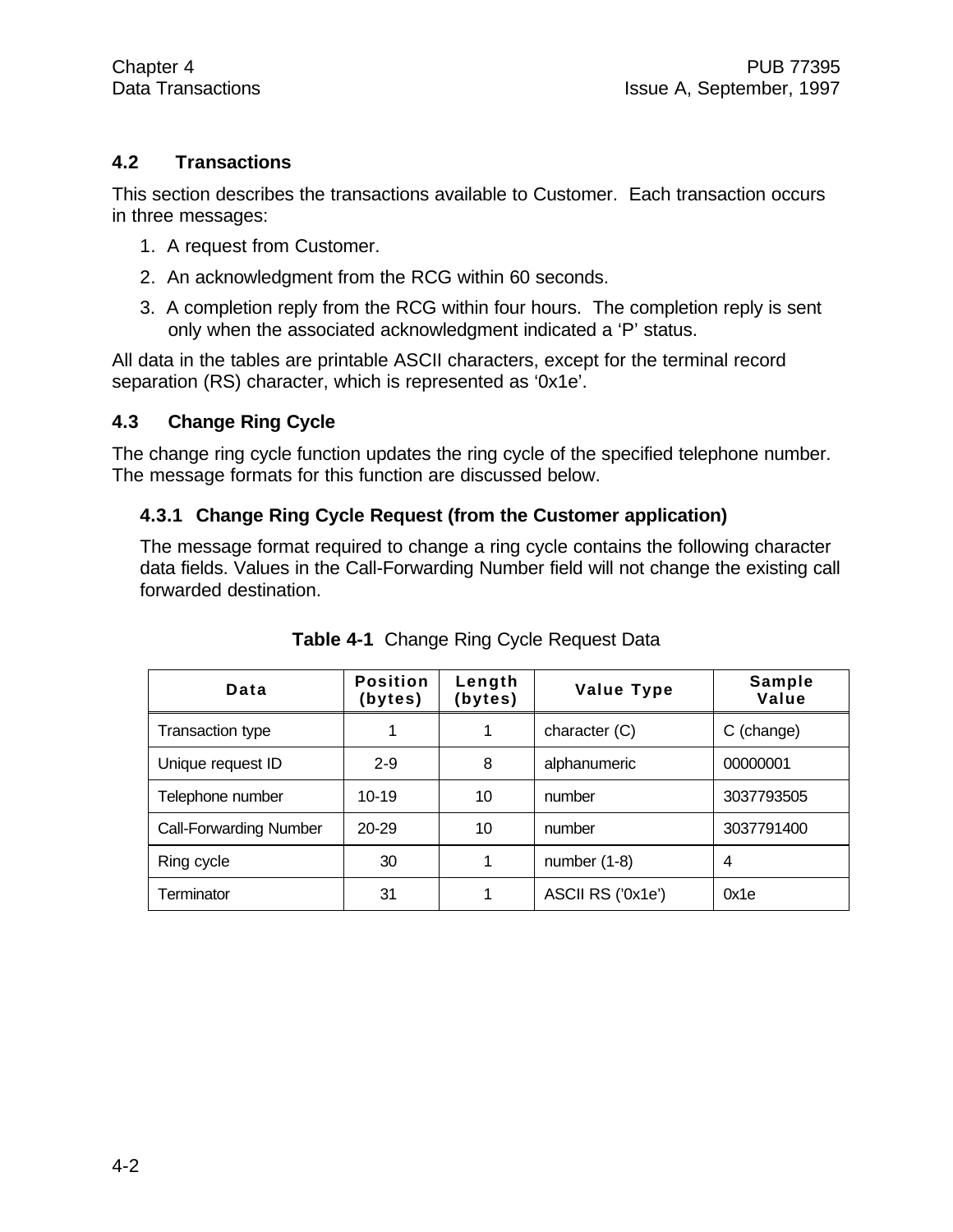## 4.2 Transactions

This section describes the transactions available to Customer. Each transaction occurs in three messages:

1. A request from Customer.
2. An acknowledgment from the RCG within 60 seconds.
3. A completion reply from the RCG within four hours. The completion reply is sent only when the associated acknowledgment indicated a 'P' status.

All data in the tables are printable ASCII characters, except for the terminal record separation (RS) character, which is represented as '0x1e'.

## 4.3 Change Ring Cycle

The change ring cycle function updates the ring cycle of the specified telephone number. The message formats for this function are discussed below.

### 4.3.1 Change Ring Cycle Request (from the Customer application)

The message format required to change a ring cycle contains the following character data fields. Values in the Call-Forwarding Number field will not change the existing call forwarded destination.

**Table 4-1** Change Ring Cycle Request Data

| Data | Position (bytes) | Length (bytes) | Value Type | Sample Value |
|---|---|---|---|---|
| Transaction type | 1 | 1 | character (C) | C (change) |
| Unique request ID | 2-9 | 8 | alphanumeric | 00000001 |
| Telephone number | 10-19 | 10 | number | 3037793505 |
| Call-Forwarding Number | 20-29 | 10 | number | 3037791400 |
| Ring cycle | 30 | 1 | number (1-8) | 4 |
| Terminator | 31 | 1 | ASCII RS ('0x1e') | 0x1e |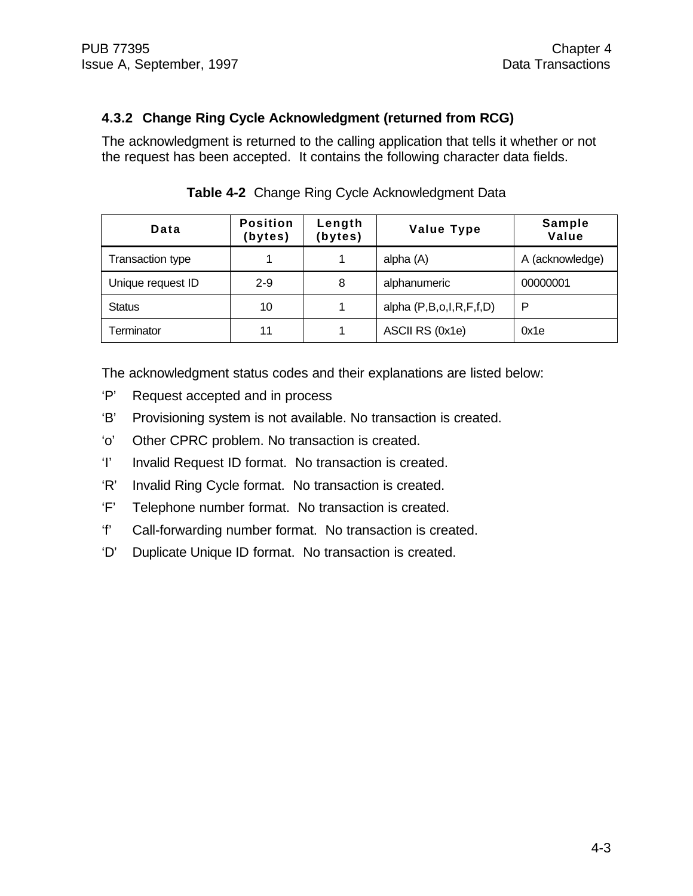### 4.3.2 Change Ring Cycle Acknowledgment (returned from RCG)

The acknowledgment is returned to the calling application that tells it whether or not the request has been accepted. It contains the following character data fields.

**Table 4-2** Change Ring Cycle Acknowledgment Data

| Data | Position (bytes) | Length (bytes) | Value Type | Sample Value |
|---|---|---|---|---|
| Transaction type | 1 | 1 | alpha (A) | A (acknowledge) |
| Unique request ID | 2-9 | 8 | alphanumeric | 00000001 |
| Status | 10 | 1 | alpha (P,B,o,I,R,F,f,D) | P |
| Terminator | 11 | 1 | ASCII RS (0x1e) | 0x1e |

The acknowledgment status codes and their explanations are listed below:

‘P’ Request accepted and in process

‘B’ Provisioning system is not available. No transaction is created.

‘o’ Other CPRC problem. No transaction is created.

‘I’ Invalid Request ID format. No transaction is created.

‘R’ Invalid Ring Cycle format. No transaction is created.

‘F’ Telephone number format. No transaction is created.

‘f’ Call-forwarding number format. No transaction is created.

‘D’ Duplicate Unique ID format. No transaction is created.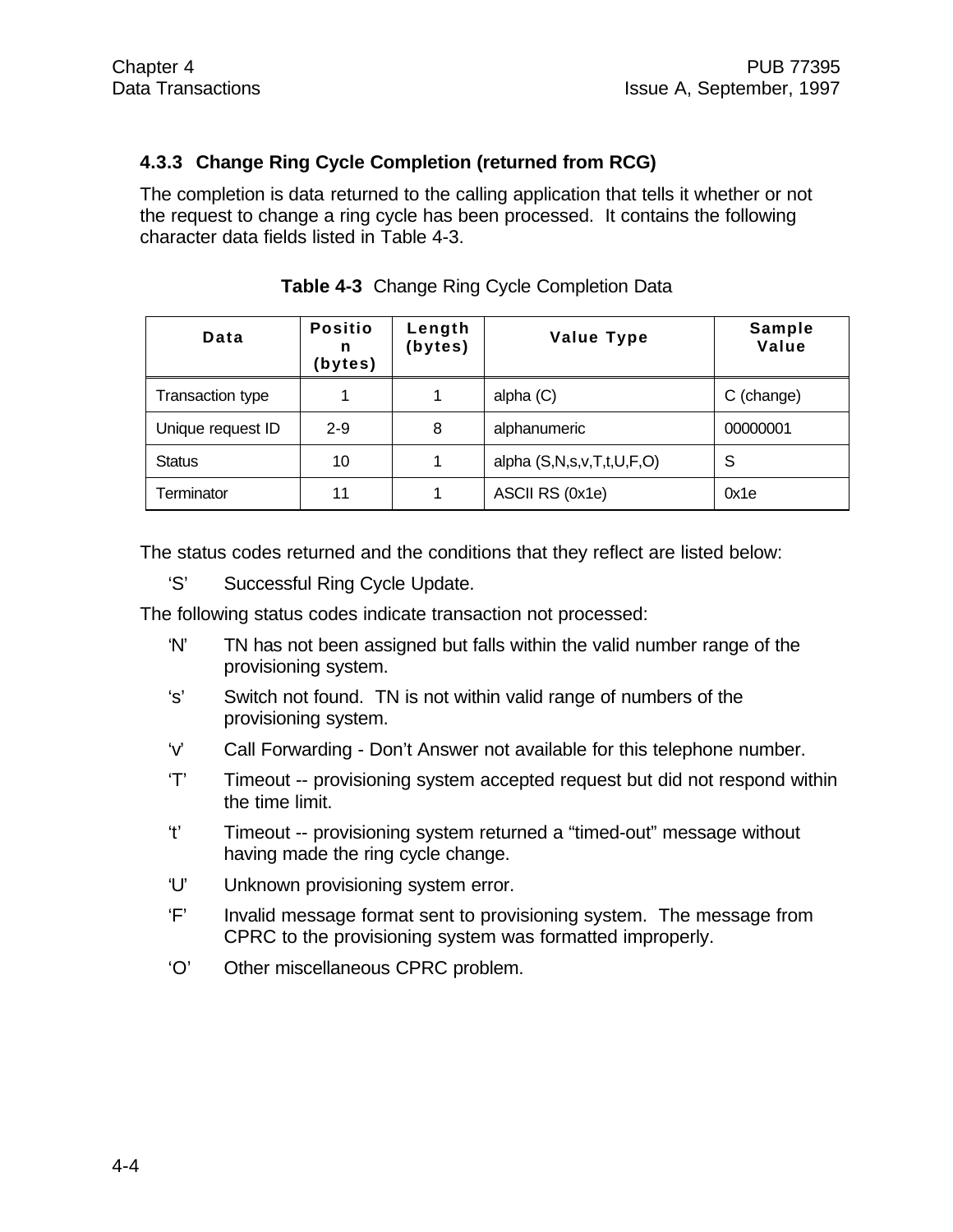### 4.3.3 Change Ring Cycle Completion (returned from RCG)

The completion is data returned to the calling application that tells it whether or not the request to change a ring cycle has been processed. It contains the following character data fields listed in Table 4-3.

**Table 4-3** Change Ring Cycle Completion Data

| Data | Position (bytes) | Length (bytes) | Value Type | Sample Value |
|---|---|---|---|---|
| Transaction type | 1 | 1 | alpha (C) | C (change) |
| Unique request ID | 2-9 | 8 | alphanumeric | 00000001 |
| Status | 10 | 1 | alpha (S,N,s,v,T,t,U,F,O) | S |
| Terminator | 11 | 1 | ASCII RS (0x1e) | 0x1e |

The status codes returned and the conditions that they reflect are listed below:

- 'S' Successful Ring Cycle Update.

The following status codes indicate transaction not processed:

- 'N' TN has not been assigned but falls within the valid number range of the provisioning system.
- 's' Switch not found. TN is not within valid range of numbers of the provisioning system.
- 'v' Call Forwarding - Don't Answer not available for this telephone number.
- 'T' Timeout -- provisioning system accepted request but did not respond within the time limit.
- 't' Timeout -- provisioning system returned a "timed-out" message without having made the ring cycle change.
- 'U' Unknown provisioning system error.
- 'F' Invalid message format sent to provisioning system. The message from CPRC to the provisioning system was formatted improperly.
- 'O' Other miscellaneous CPRC problem.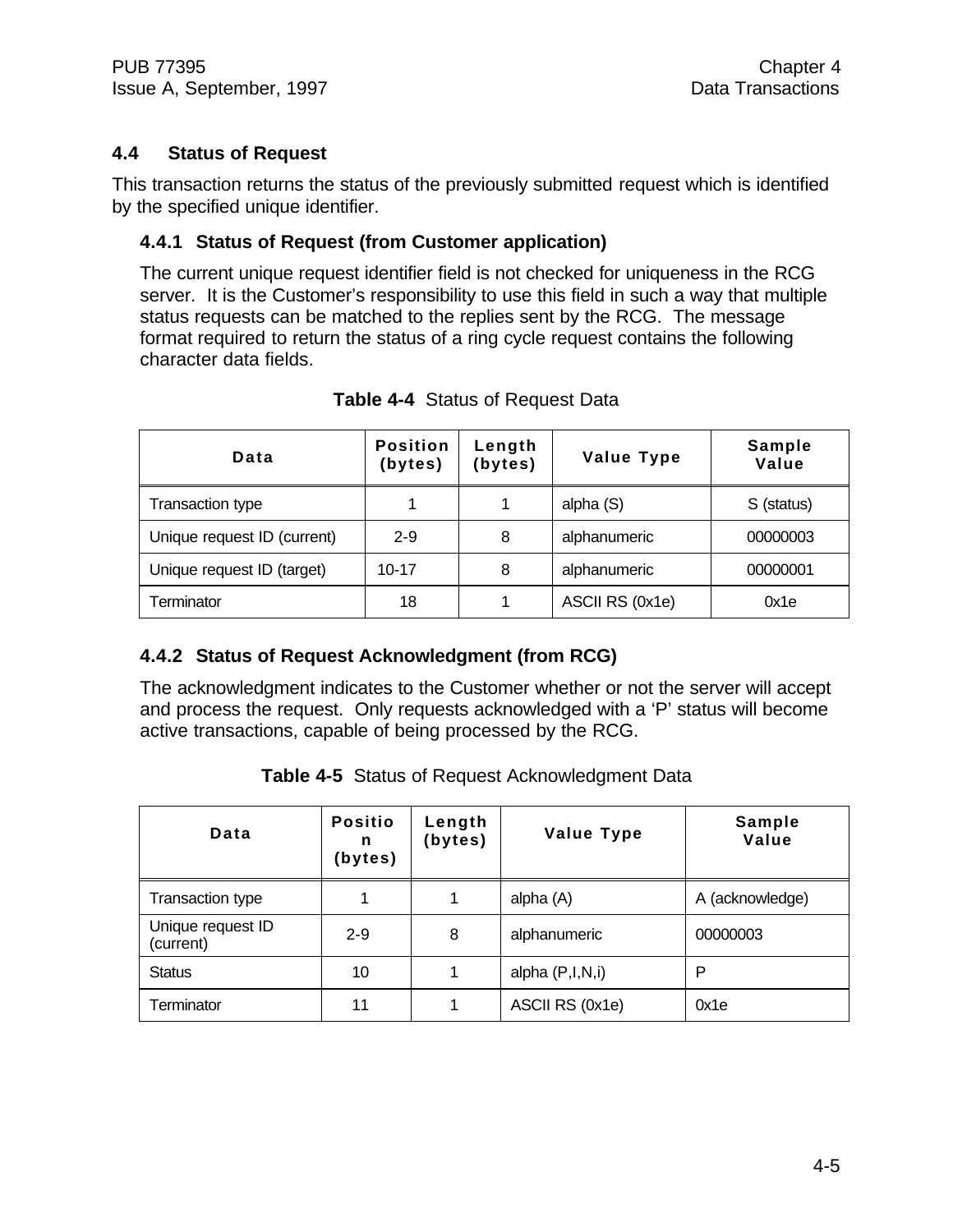## 4.4 Status of Request

This transaction returns the status of the previously submitted request which is identified by the specified unique identifier.

### 4.4.1 Status of Request (from Customer application)

The current unique request identifier field is not checked for uniqueness in the RCG server. It is the Customer's responsibility to use this field in such a way that multiple status requests can be matched to the replies sent by the RCG. The message format required to return the status of a ring cycle request contains the following character data fields.

**Table 4-4** Status of Request Data

| Data | Position (bytes) | Length (bytes) | Value Type | Sample Value |
|---|---|---|---|---|
| Transaction type | 1 | 1 | alpha (S) | S (status) |
| Unique request ID (current) | 2-9 | 8 | alphanumeric | 00000003 |
| Unique request ID (target) | 10-17 | 8 | alphanumeric | 00000001 |
| Terminator | 18 | 1 | ASCII RS (0x1e) | 0x1e |

### 4.4.2 Status of Request Acknowledgment (from RCG)

The acknowledgment indicates to the Customer whether or not the server will accept and process the request. Only requests acknowledged with a 'P' status will become active transactions, capable of being processed by the RCG.

**Table 4-5** Status of Request Acknowledgment Data

| Data | Position (bytes) | Length (bytes) | Value Type | Sample Value |
|---|---|---|---|---|
| Transaction type | 1 | 1 | alpha (A) | A (acknowledge) |
| Unique request ID (current) | 2-9 | 8 | alphanumeric | 00000003 |
| Status | 10 | 1 | alpha (P,I,N,i) | P |
| Terminator | 11 | 1 | ASCII RS (0x1e) | 0x1e |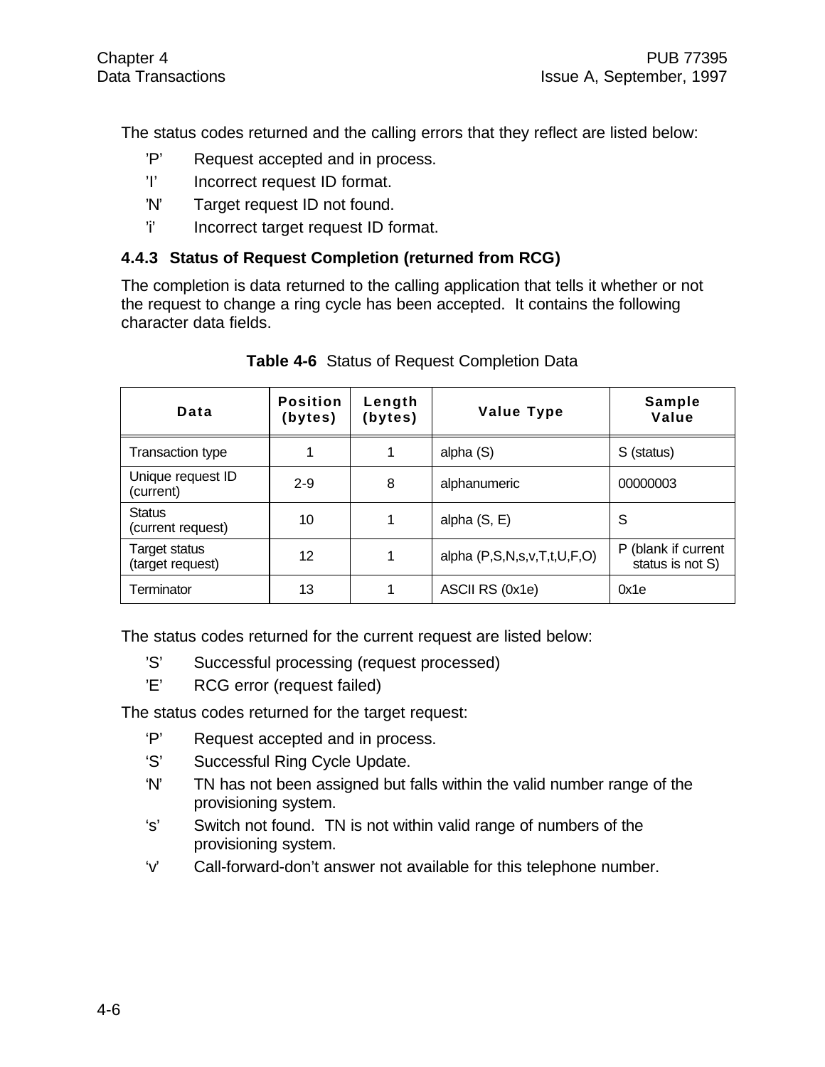The status codes returned and the calling errors that they reflect are listed below:

- 'P' Request accepted and in process.
- 'I' Incorrect request ID format.
- 'N' Target request ID not found.
- 'i' Incorrect target request ID format.

### 4.4.3 Status of Request Completion (returned from RCG)

The completion is data returned to the calling application that tells it whether or not the request to change a ring cycle has been accepted. It contains the following character data fields.

**Table 4-6** Status of Request Completion Data

| Data | Position (bytes) | Length (bytes) | Value Type | Sample Value |
|---|---|---|---|---|
| Transaction type | 1 | 1 | alpha (S) | S (status) |
| Unique request ID (current) | 2-9 | 8 | alphanumeric | 00000003 |
| Status (current request) | 10 | 1 | alpha (S, E) | S |
| Target status (target request) | 12 | 1 | alpha (P,S,N,s,v,T,t,U,F,O) | P (blank if current status is not S) |
| Terminator | 13 | 1 | ASCII RS (0x1e) | 0x1e |

The status codes returned for the current request are listed below:

- 'S' Successful processing (request processed)
- 'E' RCG error (request failed)

The status codes returned for the target request:

- 'P' Request accepted and in process.
- 'S' Successful Ring Cycle Update.
- 'N' TN has not been assigned but falls within the valid number range of the provisioning system.
- 's' Switch not found. TN is not within valid range of numbers of the provisioning system.
- 'v' Call-forward-don't answer not available for this telephone number.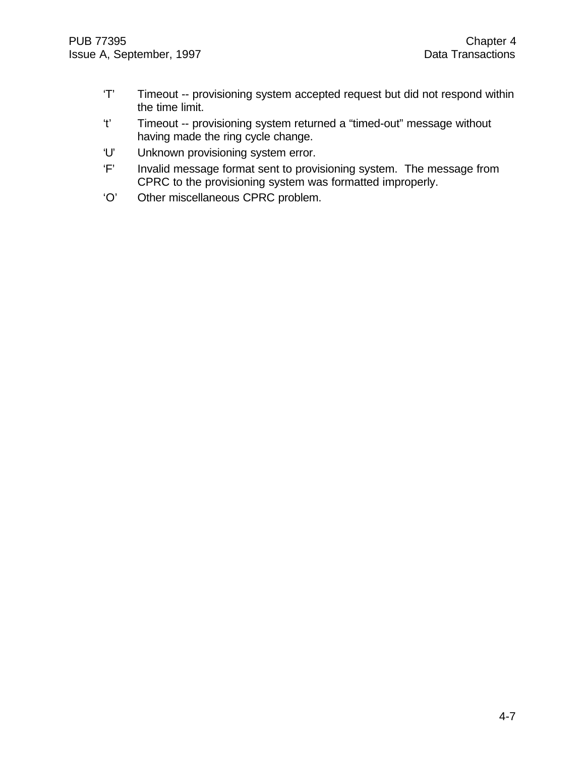- ‘T’ Timeout -- provisioning system accepted request but did not respond within the time limit.
- ‘t’ Timeout -- provisioning system returned a “timed-out” message without having made the ring cycle change.
- ‘U’ Unknown provisioning system error.
- ‘F’ Invalid message format sent to provisioning system. The message from CPRC to the provisioning system was formatted improperly.
- ‘O’ Other miscellaneous CPRC problem.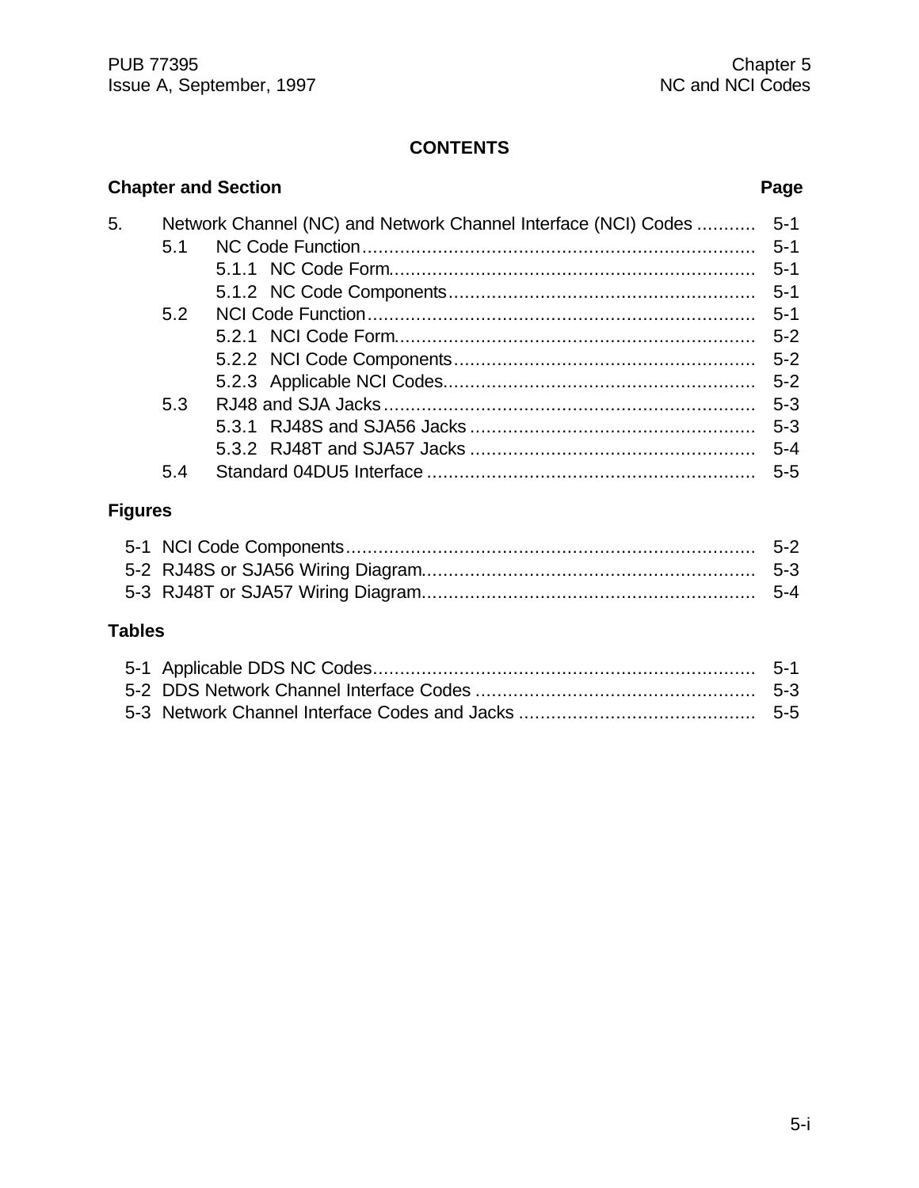## CONTENTS

| Chapter and Section | | | Page |
|---|---|---|---|
| 5. | Network Channel (NC) and Network Channel Interface (NCI) Codes | | 5-1 |
| | 5.1 | NC Code Function | 5-1 |
| | | 5.1.1 NC Code Form | 5-1 |
| | | 5.1.2 NC Code Components | 5-1 |
| | 5.2 | NCI Code Function | 5-1 |
| | | 5.2.1 NCI Code Form | 5-2 |
| | | 5.2.2 NCI Code Components | 5-2 |
| | | 5.2.3 Applicable NCI Codes | 5-2 |
| | 5.3 | RJ48 and SJA Jacks | 5-3 |
| | | 5.3.1 RJ48S and SJA56 Jacks | 5-3 |
| | | 5.3.2 RJ48T and SJA57 Jacks | 5-4 |
| | 5.4 | Standard 04DU5 Interface | 5-5 |

### Figures

| Figure | Title | Page |
|---|---|---|
| 5-1 | NCI Code Components | 5-2 |
| 5-2 | RJ48S or SJA56 Wiring Diagram | 5-3 |
| 5-3 | RJ48T or SJA57 Wiring Diagram | 5-4 |

### Tables

| Table | Title | Page |
|---|---|---|
| 5-1 | Applicable DDS NC Codes | 5-1 |
| 5-2 | DDS Network Channel Interface Codes | 5-3 |
| 5-3 | Network Channel Interface Codes and Jacks | 5-5 |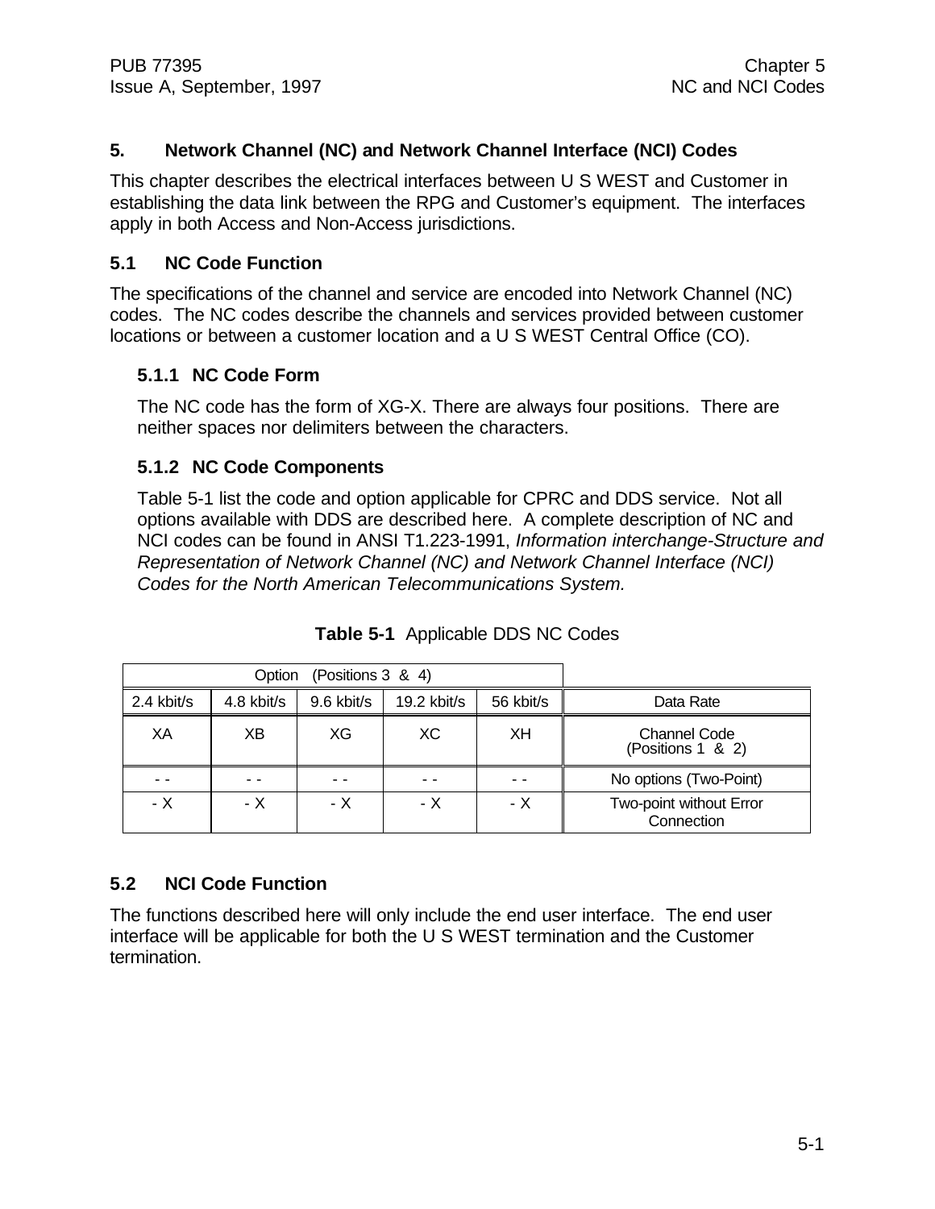## 5. Network Channel (NC) and Network Channel Interface (NCI) Codes

This chapter describes the electrical interfaces between U S WEST and Customer in establishing the data link between the RPG and Customer's equipment. The interfaces apply in both Access and Non-Access jurisdictions.

### 5.1 NC Code Function

The specifications of the channel and service are encoded into Network Channel (NC) codes. The NC codes describe the channels and services provided between customer locations or between a customer location and a U S WEST Central Office (CO).

#### 5.1.1 NC Code Form

The NC code has the form of XG-X. There are always four positions. There are neither spaces nor delimiters between the characters.

#### 5.1.2 NC Code Components

Table 5-1 list the code and option applicable for CPRC and DDS service. Not all options available with DDS are described here. A complete description of NC and NCI codes can be found in ANSI T1.223-1991, *Information interchange-Structure and Representation of Network Channel (NC) and Network Channel Interface (NCI) Codes for the North American Telecommunications System.*

**Table 5-1** Applicable DDS NC Codes

| Option (Positions 3 & 4) | | | | | |
|---|---|---|---|---|---|
| 2.4 kbit/s | 4.8 kbit/s | 9.6 kbit/s | 19.2 kbit/s | 56 kbit/s | Data Rate |
| XA | XB | XG | XC | XH | Channel Code (Positions 1 & 2) |
| - - | - - | - - | - - | - - | No options (Two-Point) |
| - X | - X | - X | - X | - X | Two-point without Error Connection |

### 5.2 NCI Code Function

The functions described here will only include the end user interface. The end user interface will be applicable for both the U S WEST termination and the Customer termination.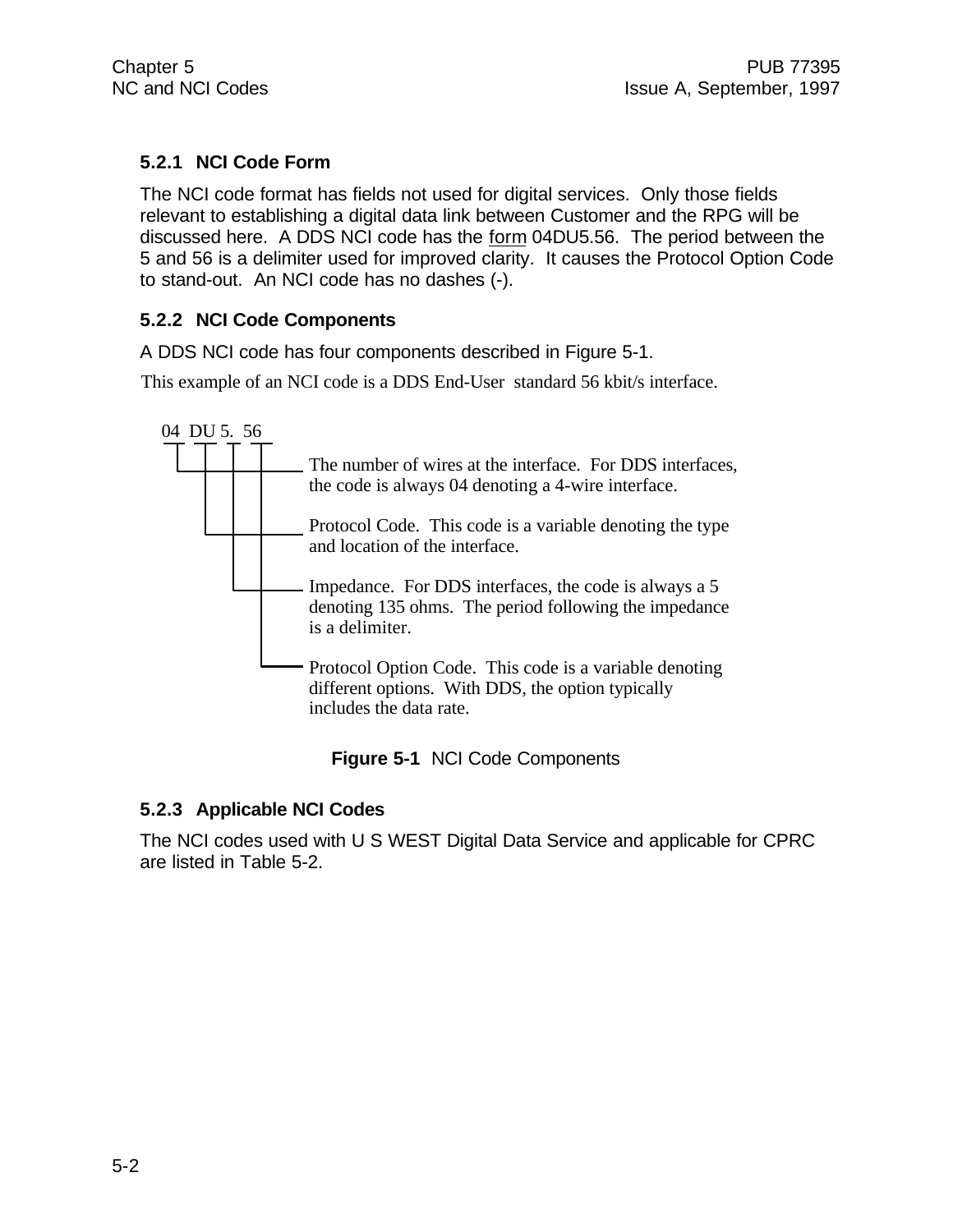### 5.2.1 NCI Code Form

The NCI code format has fields not used for digital services. Only those fields relevant to establishing a digital data link between Customer and the RPG will be discussed here. A DDS NCI code has the form 04DU5.56. The period between the 5 and 56 is a delimiter used for improved clarity. It causes the Protocol Option Code to stand-out. An NCI code has no dashes (-).

### 5.2.2 NCI Code Components

A DDS NCI code has four components described in Figure 5-1.

This example of an NCI code is a DDS End-User standard 56 kbit/s interface.

04 DU 5. 56

- **04** — The number of wires at the interface. For DDS interfaces, the code is always 04 denoting a 4-wire interface.
- **DU** — Protocol Code. This code is a variable denoting the type and location of the interface.
- **5.** — Impedance. For DDS interfaces, the code is always a 5 denoting 135 ohms. The period following the impedance is a delimiter.
- **56** — Protocol Option Code. This code is a variable denoting different options. With DDS, the option typically includes the data rate.

**Figure 5-1** NCI Code Components

### 5.2.3 Applicable NCI Codes

The NCI codes used with U S WEST Digital Data Service and applicable for CPRC are listed in Table 5-2.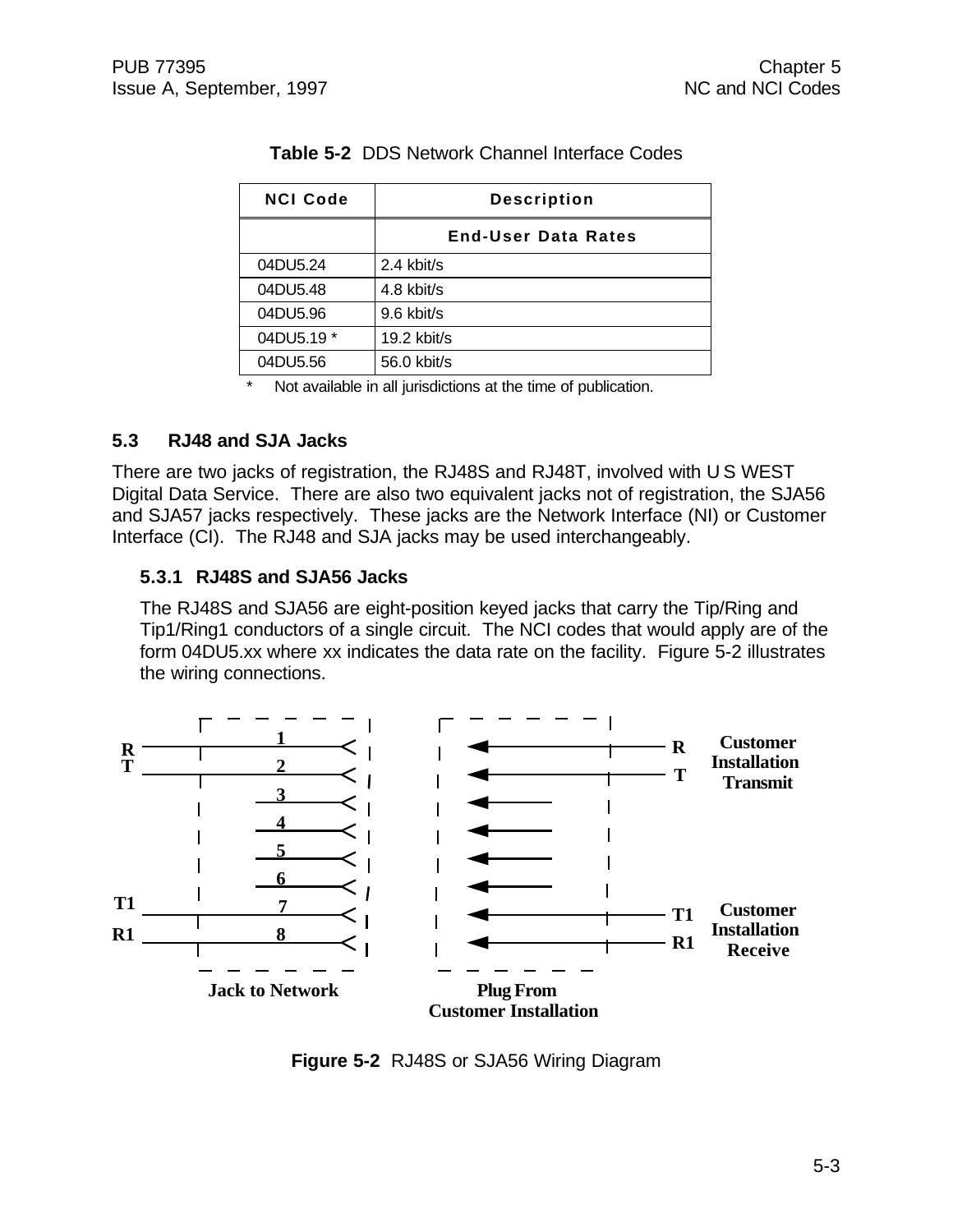**Table 5-2** DDS Network Channel Interface Codes

| NCI Code | Description |
|---|---|
| | **End-User Data Rates** |
| 04DU5.24 | 2.4 kbit/s |
| 04DU5.48 | 4.8 kbit/s |
| 04DU5.96 | 9.6 kbit/s |
| 04DU5.19 * | 19.2 kbit/s |
| 04DU5.56 | 56.0 kbit/s |

\* Not available in all jurisdictions at the time of publication.

## 5.3 RJ48 and SJA Jacks

There are two jacks of registration, the RJ48S and RJ48T, involved with U S WEST Digital Data Service. There are also two equivalent jacks not of registration, the SJA56 and SJA57 jacks respectively. These jacks are the Network Interface (NI) or Customer Interface (CI). The RJ48 and SJA jacks may be used interchangeably.

### 5.3.1 RJ48S and SJA56 Jacks

The RJ48S and SJA56 are eight-position keyed jacks that carry the Tip/Ring and Tip1/Ring1 conductors of a single circuit. The NCI codes that would apply are of the form 04DU5.xx where xx indicates the data rate on the facility. Figure 5-2 illustrates the wiring connections.

**Figure 5-2** RJ48S or SJA56 Wiring Diagram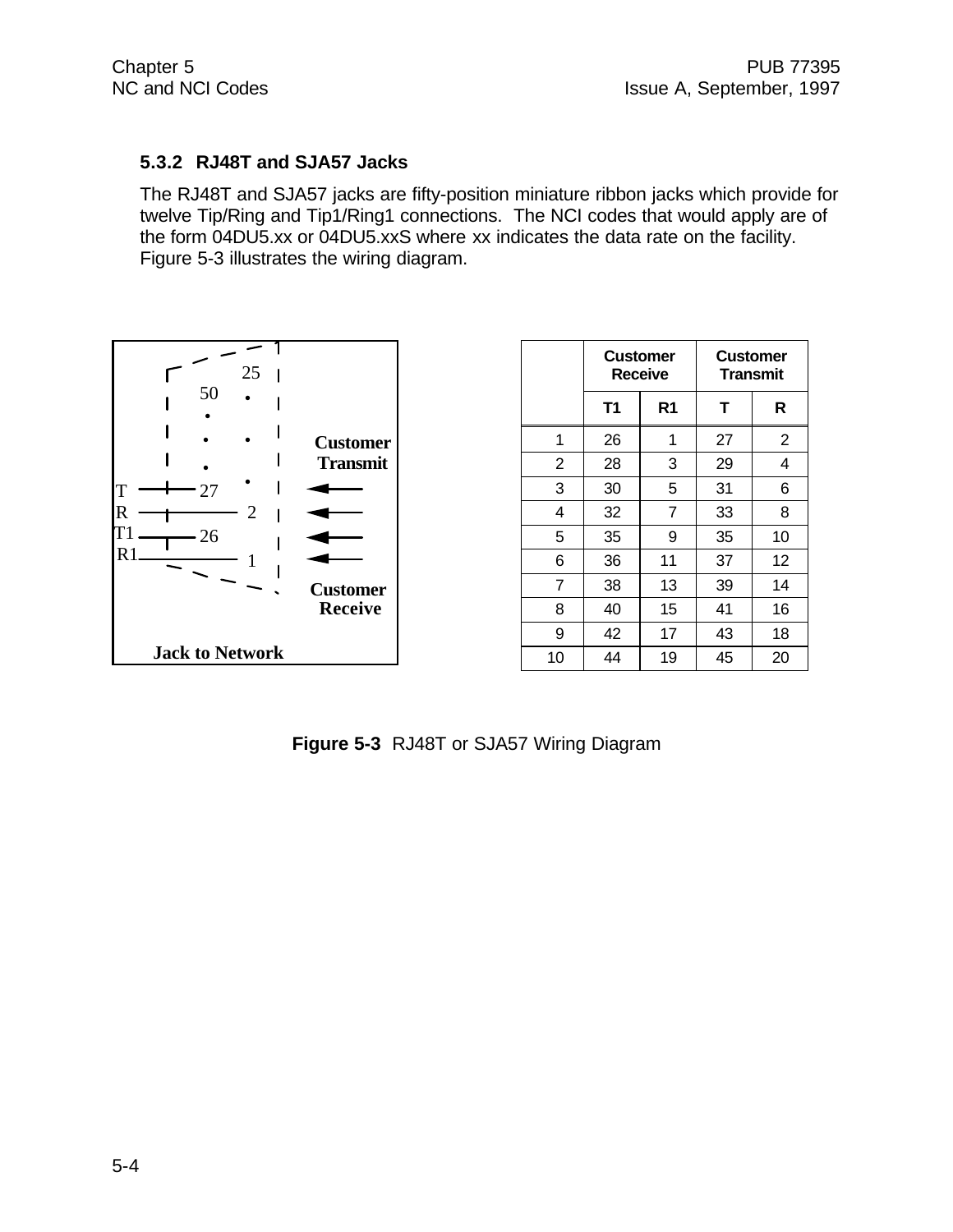### 5.3.2 RJ48T and SJA57 Jacks

The RJ48T and SJA57 jacks are fifty-position miniature ribbon jacks which provide for twelve Tip/Ring and Tip1/Ring1 connections. The NCI codes that would apply are of the form 04DU5.xx or 04DU5.xxS where xx indicates the data rate on the facility. Figure 5-3 illustrates the wiring diagram.

Jack to Network

| | Customer Receive | | Customer Transmit | |
|---|---|---|---|---|
| | T1 | R1 | T | R |
| 1 | 26 | 1 | 27 | 2 |
| 2 | 28 | 3 | 29 | 4 |
| 3 | 30 | 5 | 31 | 6 |
| 4 | 32 | 7 | 33 | 8 |
| 5 | 35 | 9 | 35 | 10 |
| 6 | 36 | 11 | 37 | 12 |
| 7 | 38 | 13 | 39 | 14 |
| 8 | 40 | 15 | 41 | 16 |
| 9 | 42 | 17 | 43 | 18 |
| 10 | 44 | 19 | 45 | 20 |

**Figure 5-3** RJ48T or SJA57 Wiring Diagram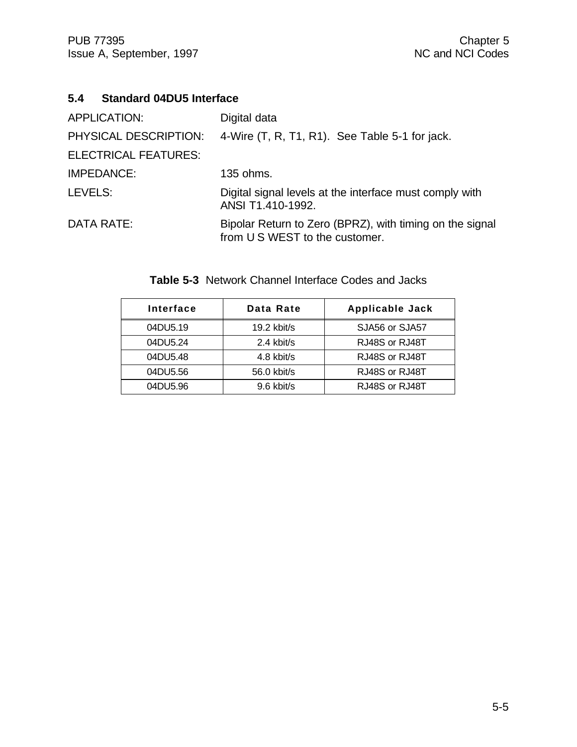## 5.4 Standard 04DU5 Interface

APPLICATION: Digital data

PHYSICAL DESCRIPTION: 4-Wire (T, R, T1, R1). See Table 5-1 for jack.

ELECTRICAL FEATURES:

IMPEDANCE: 135 ohms.

LEVELS: Digital signal levels at the interface must comply with ANSI T1.410-1992.

DATA RATE: Bipolar Return to Zero (BPRZ), with timing on the signal from U S WEST to the customer.

**Table 5-3** Network Channel Interface Codes and Jacks

| Interface | Data Rate | Applicable Jack |
|---|---|---|
| 04DU5.19 | 19.2 kbit/s | SJA56 or SJA57 |
| 04DU5.24 | 2.4 kbit/s | RJ48S or RJ48T |
| 04DU5.48 | 4.8 kbit/s | RJ48S or RJ48T |
| 04DU5.56 | 56.0 kbit/s | RJ48S or RJ48T |
| 04DU5.96 | 9.6 kbit/s | RJ48S or RJ48T |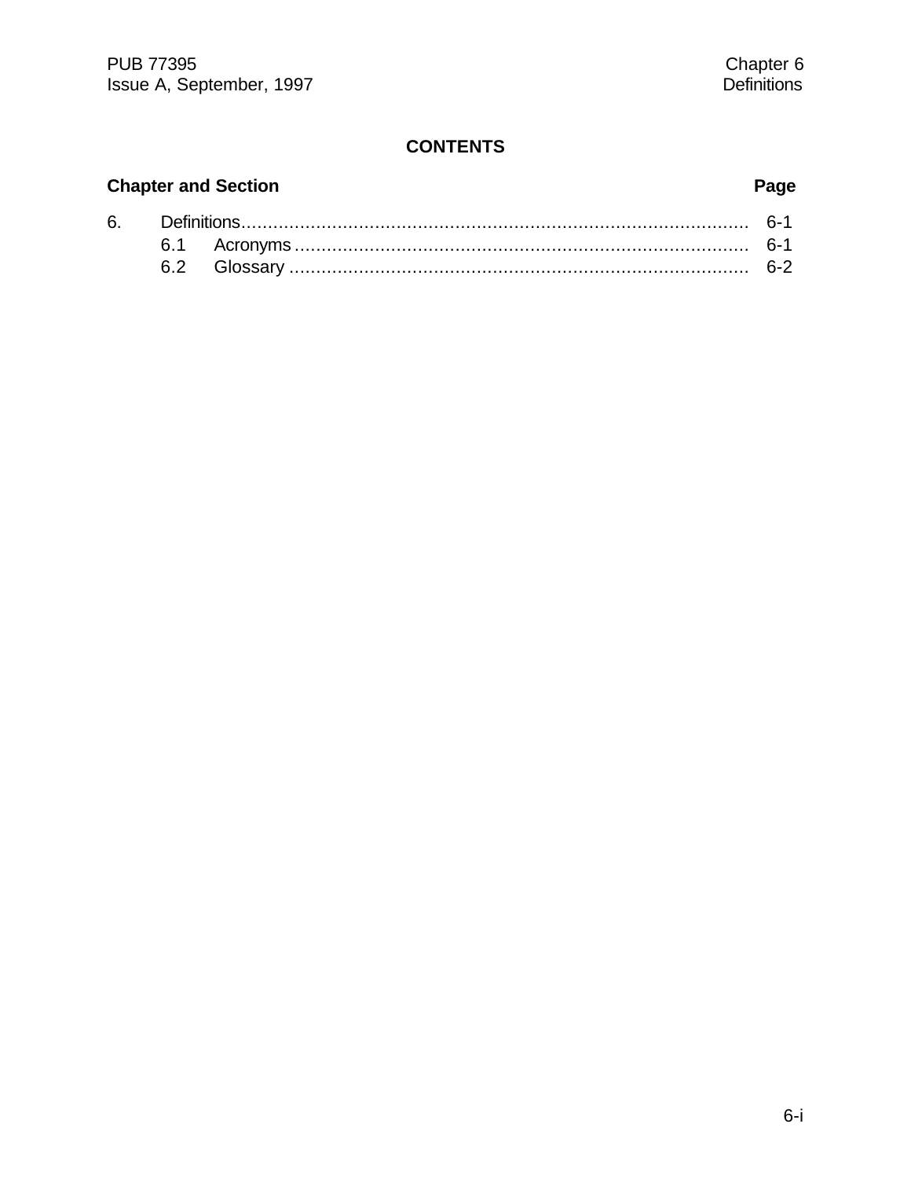## CONTENTS

| Chapter and Section | | Page |
|---|---|---|
| 6. | Definitions | 6-1 |
| | 6.1 Acronyms | 6-1 |
| | 6.2 Glossary | 6-2 |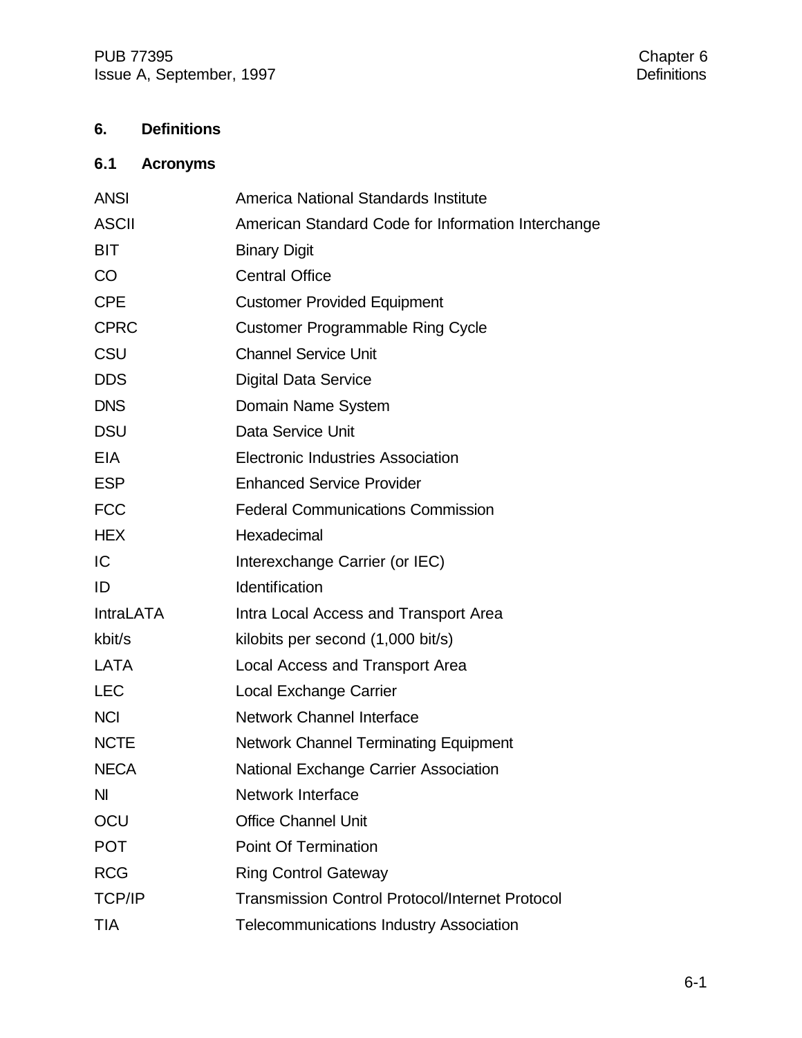# 6. Definitions

## 6.1 Acronyms

| | |
|---|---|
| ANSI | America National Standards Institute |
| ASCII | American Standard Code for Information Interchange |
| BIT | Binary Digit |
| CO | Central Office |
| CPE | Customer Provided Equipment |
| CPRC | Customer Programmable Ring Cycle |
| CSU | Channel Service Unit |
| DDS | Digital Data Service |
| DNS | Domain Name System |
| DSU | Data Service Unit |
| EIA | Electronic Industries Association |
| ESP | Enhanced Service Provider |
| FCC | Federal Communications Commission |
| HEX | Hexadecimal |
| IC | Interexchange Carrier (or IEC) |
| ID | Identification |
| IntraLATA | Intra Local Access and Transport Area |
| kbit/s | kilobits per second (1,000 bit/s) |
| LATA | Local Access and Transport Area |
| LEC | Local Exchange Carrier |
| NCI | Network Channel Interface |
| NCTE | Network Channel Terminating Equipment |
| NECA | National Exchange Carrier Association |
| NI | Network Interface |
| OCU | Office Channel Unit |
| POT | Point Of Termination |
| RCG | Ring Control Gateway |
| TCP/IP | Transmission Control Protocol/Internet Protocol |
| TIA | Telecommunications Industry Association |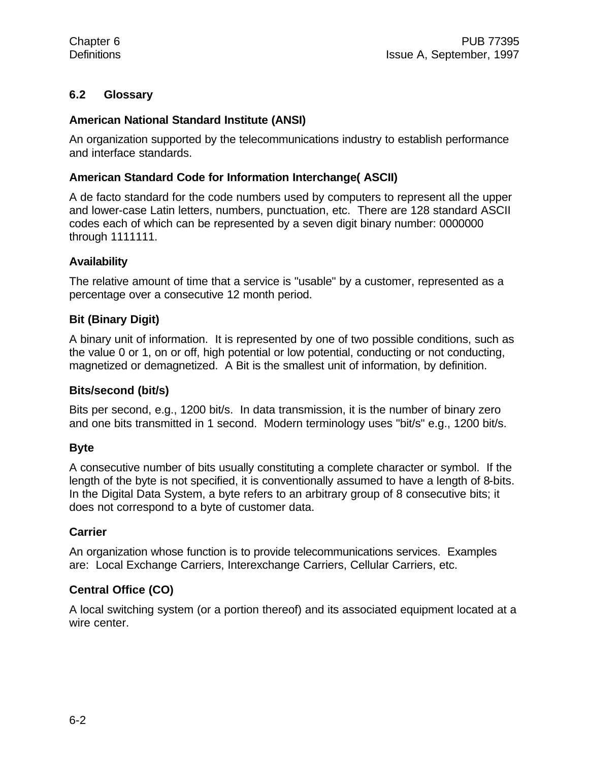## 6.2 Glossary

**American National Standard Institute (ANSI)**

An organization supported by the telecommunications industry to establish performance and interface standards.

**American Standard Code for Information Interchange( ASCII)**

A de facto standard for the code numbers used by computers to represent all the upper and lower-case Latin letters, numbers, punctuation, etc. There are 128 standard ASCII codes each of which can be represented by a seven digit binary number: 0000000 through 1111111.

**Availability**

The relative amount of time that a service is "usable" by a customer, represented as a percentage over a consecutive 12 month period.

**Bit (Binary Digit)**

A binary unit of information. It is represented by one of two possible conditions, such as the value 0 or 1, on or off, high potential or low potential, conducting or not conducting, magnetized or demagnetized. A Bit is the smallest unit of information, by definition.

**Bits/second (bit/s)**

Bits per second, e.g., 1200 bit/s. In data transmission, it is the number of binary zero and one bits transmitted in 1 second. Modern terminology uses "bit/s" e.g., 1200 bit/s.

**Byte**

A consecutive number of bits usually constituting a complete character or symbol. If the length of the byte is not specified, it is conventionally assumed to have a length of 8-bits. In the Digital Data System, a byte refers to an arbitrary group of 8 consecutive bits; it does not correspond to a byte of customer data.

**Carrier**

An organization whose function is to provide telecommunications services. Examples are: Local Exchange Carriers, Interexchange Carriers, Cellular Carriers, etc.

**Central Office (CO)**

A local switching system (or a portion thereof) and its associated equipment located at a wire center.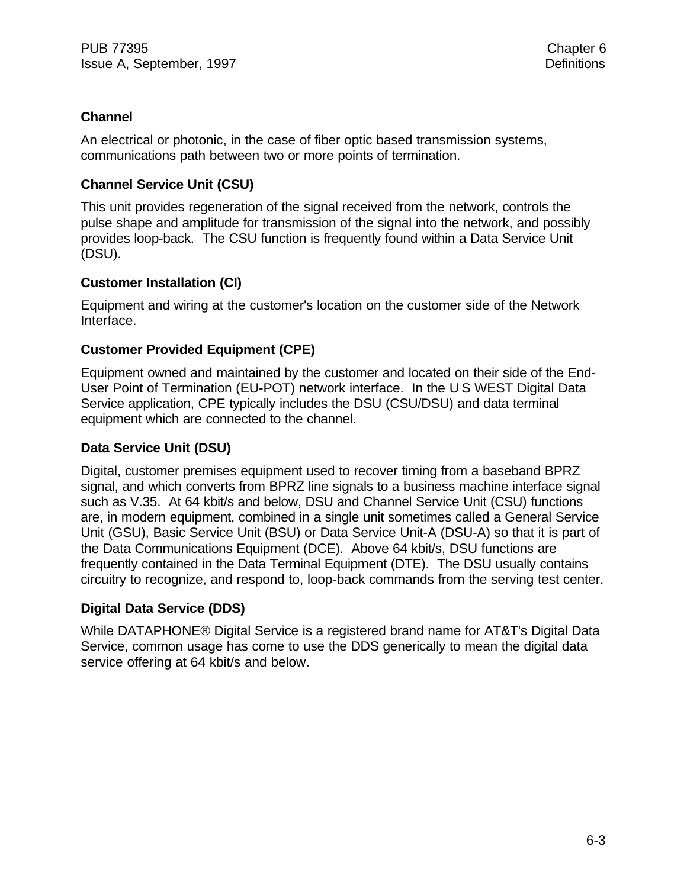### Channel

An electrical or photonic, in the case of fiber optic based transmission systems, communications path between two or more points of termination.

### Channel Service Unit (CSU)

This unit provides regeneration of the signal received from the network, controls the pulse shape and amplitude for transmission of the signal into the network, and possibly provides loop-back. The CSU function is frequently found within a Data Service Unit (DSU).

### Customer Installation (CI)

Equipment and wiring at the customer's location on the customer side of the Network Interface.

### Customer Provided Equipment (CPE)

Equipment owned and maintained by the customer and located on their side of the End-User Point of Termination (EU-POT) network interface. In the U S WEST Digital Data Service application, CPE typically includes the DSU (CSU/DSU) and data terminal equipment which are connected to the channel.

### Data Service Unit (DSU)

Digital, customer premises equipment used to recover timing from a baseband BPRZ signal, and which converts from BPRZ line signals to a business machine interface signal such as V.35. At 64 kbit/s and below, DSU and Channel Service Unit (CSU) functions are, in modern equipment, combined in a single unit sometimes called a General Service Unit (GSU), Basic Service Unit (BSU) or Data Service Unit-A (DSU-A) so that it is part of the Data Communications Equipment (DCE). Above 64 kbit/s, DSU functions are frequently contained in the Data Terminal Equipment (DTE). The DSU usually contains circuitry to recognize, and respond to, loop-back commands from the serving test center.

### Digital Data Service (DDS)

While DATAPHONE® Digital Service is a registered brand name for AT&T's Digital Data Service, common usage has come to use the DDS generically to mean the digital data service offering at 64 kbit/s and below.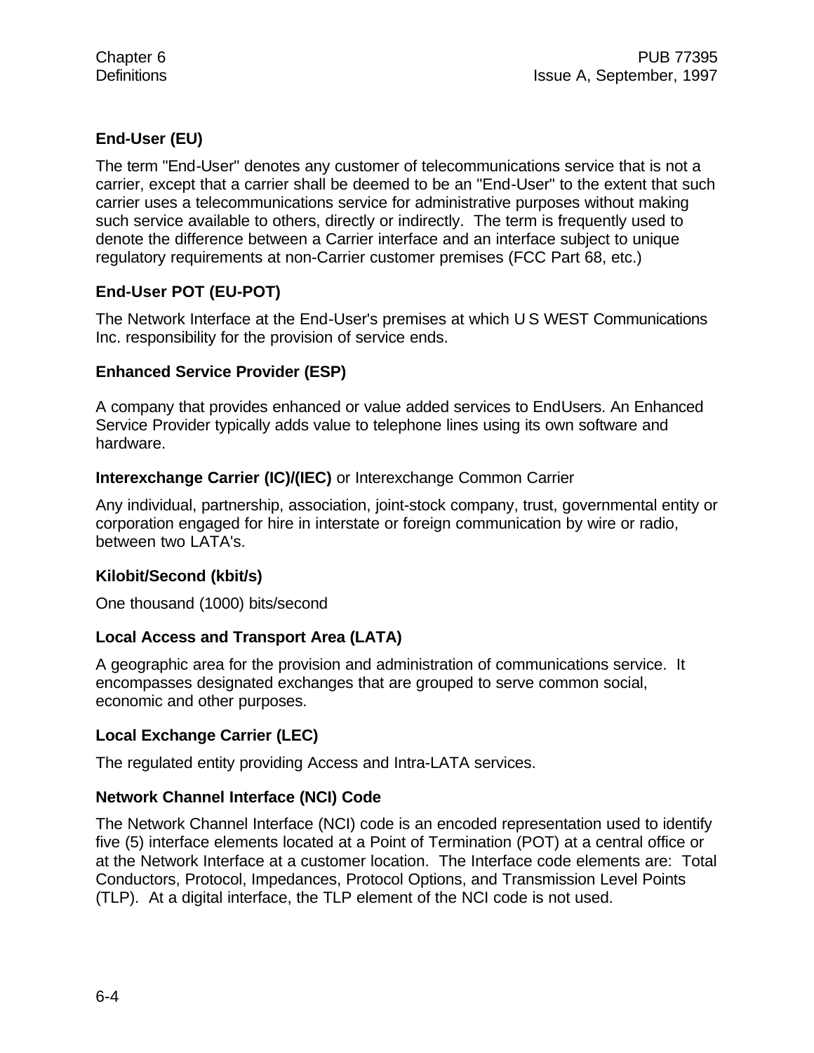**End-User (EU)**

The term "End-User" denotes any customer of telecommunications service that is not a carrier, except that a carrier shall be deemed to be an "End-User" to the extent that such carrier uses a telecommunications service for administrative purposes without making such service available to others, directly or indirectly. The term is frequently used to denote the difference between a Carrier interface and an interface subject to unique regulatory requirements at non-Carrier customer premises (FCC Part 68, etc.)

**End-User POT (EU-POT)**

The Network Interface at the End-User's premises at which U S WEST Communications Inc. responsibility for the provision of service ends.

**Enhanced Service Provider (ESP)**

A company that provides enhanced or value added services to EndUsers. An Enhanced Service Provider typically adds value to telephone lines using its own software and hardware.

**Interexchange Carrier (IC)/(IEC)** or Interexchange Common Carrier

Any individual, partnership, association, joint-stock company, trust, governmental entity or corporation engaged for hire in interstate or foreign communication by wire or radio, between two LATA's.

**Kilobit/Second (kbit/s)**

One thousand (1000) bits/second

**Local Access and Transport Area (LATA)**

A geographic area for the provision and administration of communications service. It encompasses designated exchanges that are grouped to serve common social, economic and other purposes.

**Local Exchange Carrier (LEC)**

The regulated entity providing Access and Intra-LATA services.

**Network Channel Interface (NCI) Code**

The Network Channel Interface (NCI) code is an encoded representation used to identify five (5) interface elements located at a Point of Termination (POT) at a central office or at the Network Interface at a customer location. The Interface code elements are: Total Conductors, Protocol, Impedances, Protocol Options, and Transmission Level Points (TLP). At a digital interface, the TLP element of the NCI code is not used.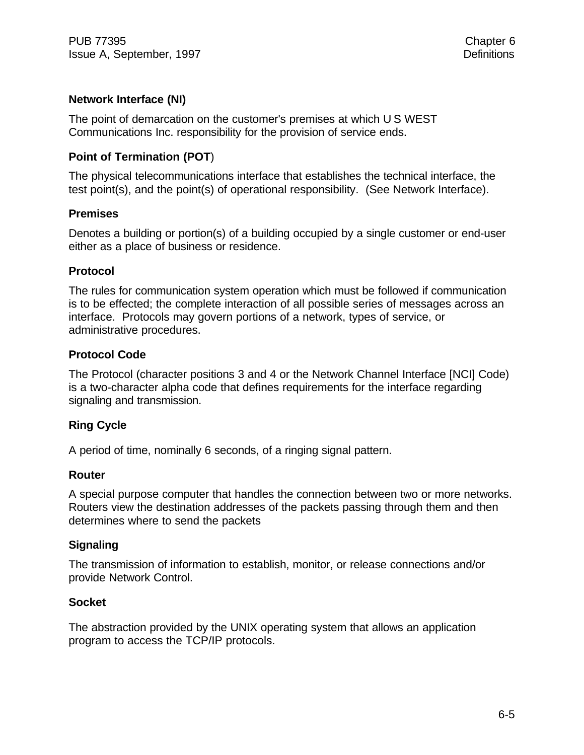**Network Interface (NI)**

The point of demarcation on the customer's premises at which U S WEST Communications Inc. responsibility for the provision of service ends.

**Point of Termination (POT)**

The physical telecommunications interface that establishes the technical interface, the test point(s), and the point(s) of operational responsibility. (See Network Interface).

**Premises**

Denotes a building or portion(s) of a building occupied by a single customer or end-user either as a place of business or residence.

**Protocol**

The rules for communication system operation which must be followed if communication is to be effected; the complete interaction of all possible series of messages across an interface. Protocols may govern portions of a network, types of service, or administrative procedures.

**Protocol Code**

The Protocol (character positions 3 and 4 or the Network Channel Interface [NCI] Code) is a two-character alpha code that defines requirements for the interface regarding signaling and transmission.

**Ring Cycle**

A period of time, nominally 6 seconds, of a ringing signal pattern.

**Router**

A special purpose computer that handles the connection between two or more networks. Routers view the destination addresses of the packets passing through them and then determines where to send the packets

**Signaling**

The transmission of information to establish, monitor, or release connections and/or provide Network Control.

**Socket**

The abstraction provided by the UNIX operating system that allows an application program to access the TCP/IP protocols.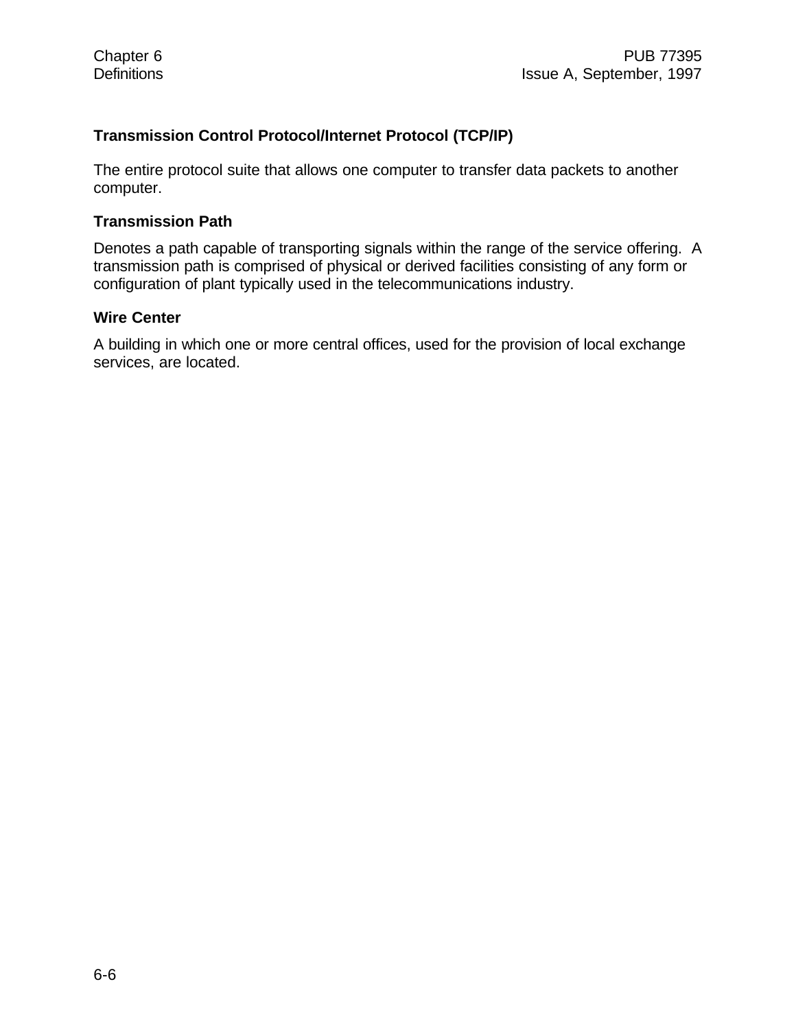### Transmission Control Protocol/Internet Protocol (TCP/IP)

The entire protocol suite that allows one computer to transfer data packets to another computer.

### Transmission Path

Denotes a path capable of transporting signals within the range of the service offering. A transmission path is comprised of physical or derived facilities consisting of any form or configuration of plant typically used in the telecommunications industry.

### Wire Center

A building in which one or more central offices, used for the provision of local exchange services, are located.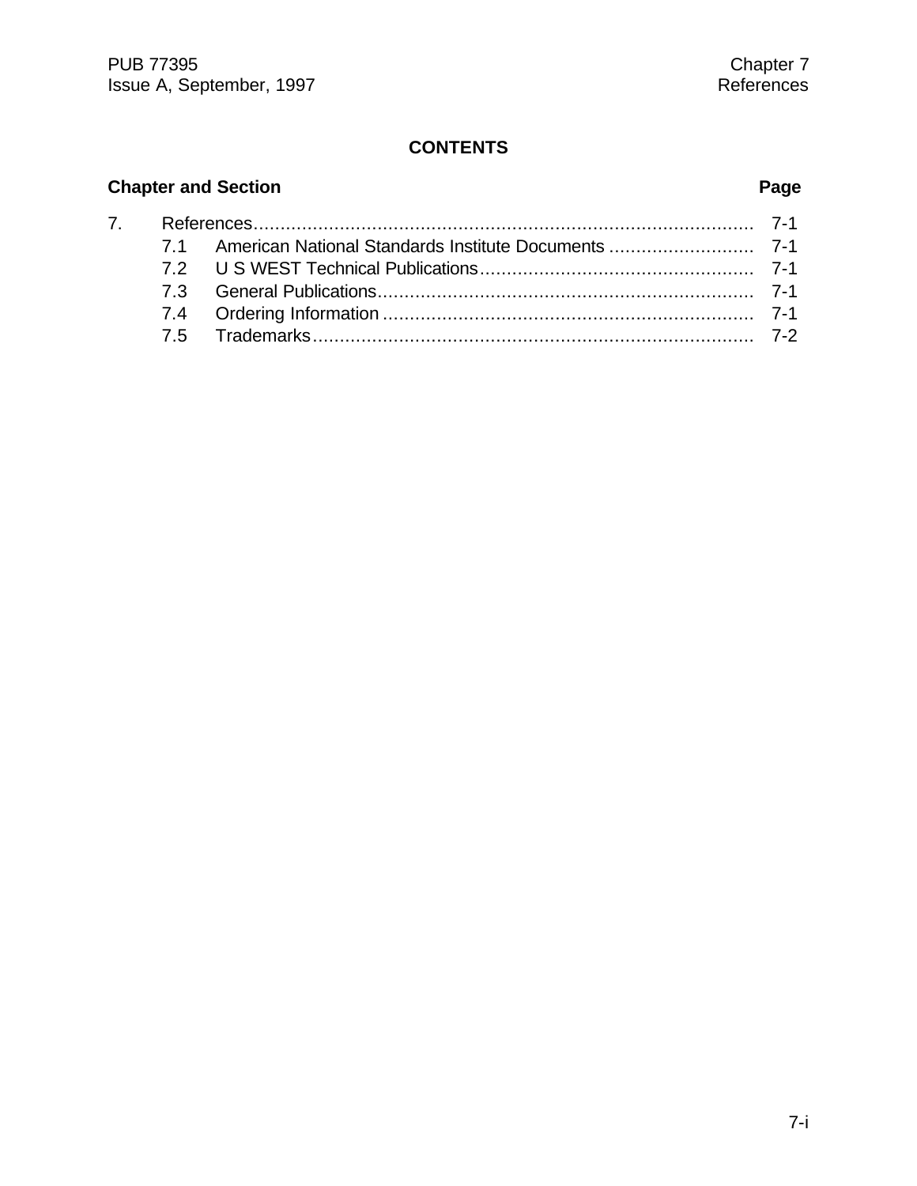## CONTENTS

| Chapter and Section | | Page |
|---|---|---|
| 7. | References | 7-1 |
| 7.1 | American National Standards Institute Documents | 7-1 |
| 7.2 | U S WEST Technical Publications | 7-1 |
| 7.3 | General Publications | 7-1 |
| 7.4 | Ordering Information | 7-1 |
| 7.5 | Trademarks | 7-2 |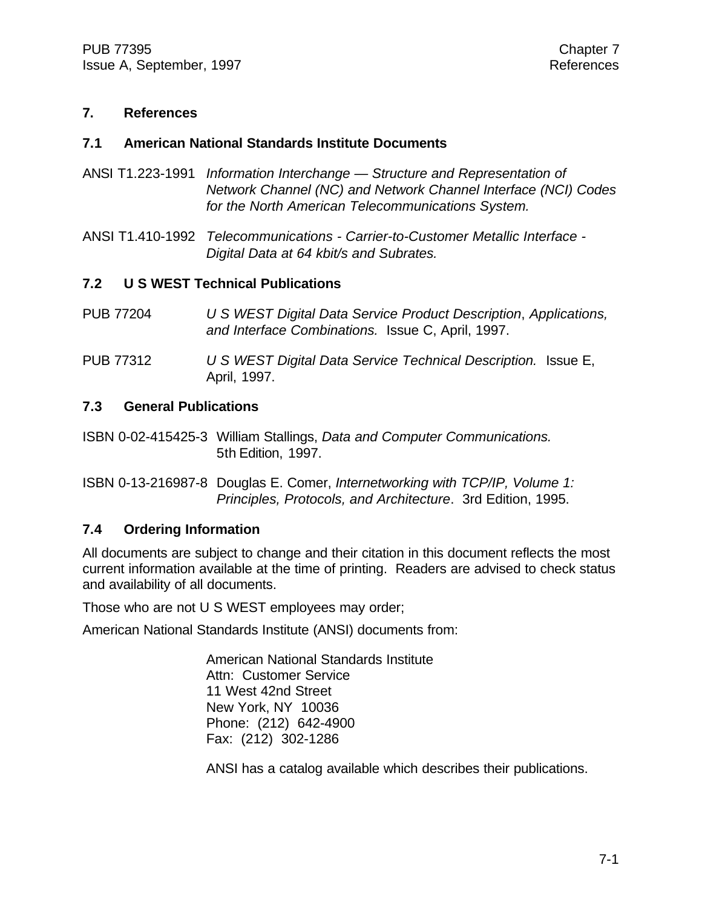# 7. References

## 7.1 American National Standards Institute Documents

ANSI T1.223-1991 *Information Interchange — Structure and Representation of Network Channel (NC) and Network Channel Interface (NCI) Codes for the North American Telecommunications System.*

ANSI T1.410-1992 *Telecommunications - Carrier-to-Customer Metallic Interface - Digital Data at 64 kbit/s and Subrates.*

## 7.2 U S WEST Technical Publications

PUB 77204 *U S WEST Digital Data Service Product Description*, *Applications, and Interface Combinations.* Issue C, April, 1997.

PUB 77312 *U S WEST Digital Data Service Technical Description.* Issue E, April, 1997.

## 7.3 General Publications

ISBN 0-02-415425-3 William Stallings, *Data and Computer Communications.* 5th Edition, 1997.

ISBN 0-13-216987-8 Douglas E. Comer, *Internetworking with TCP/IP, Volume 1: Principles, Protocols, and Architecture*. 3rd Edition, 1995.

## 7.4 Ordering Information

All documents are subject to change and their citation in this document reflects the most current information available at the time of printing. Readers are advised to check status and availability of all documents.

Those who are not U S WEST employees may order;

American National Standards Institute (ANSI) documents from:

American National Standards Institute
Attn: Customer Service
11 West 42nd Street
New York, NY 10036
Phone: (212) 642-4900
Fax: (212) 302-1286

ANSI has a catalog available which describes their publications.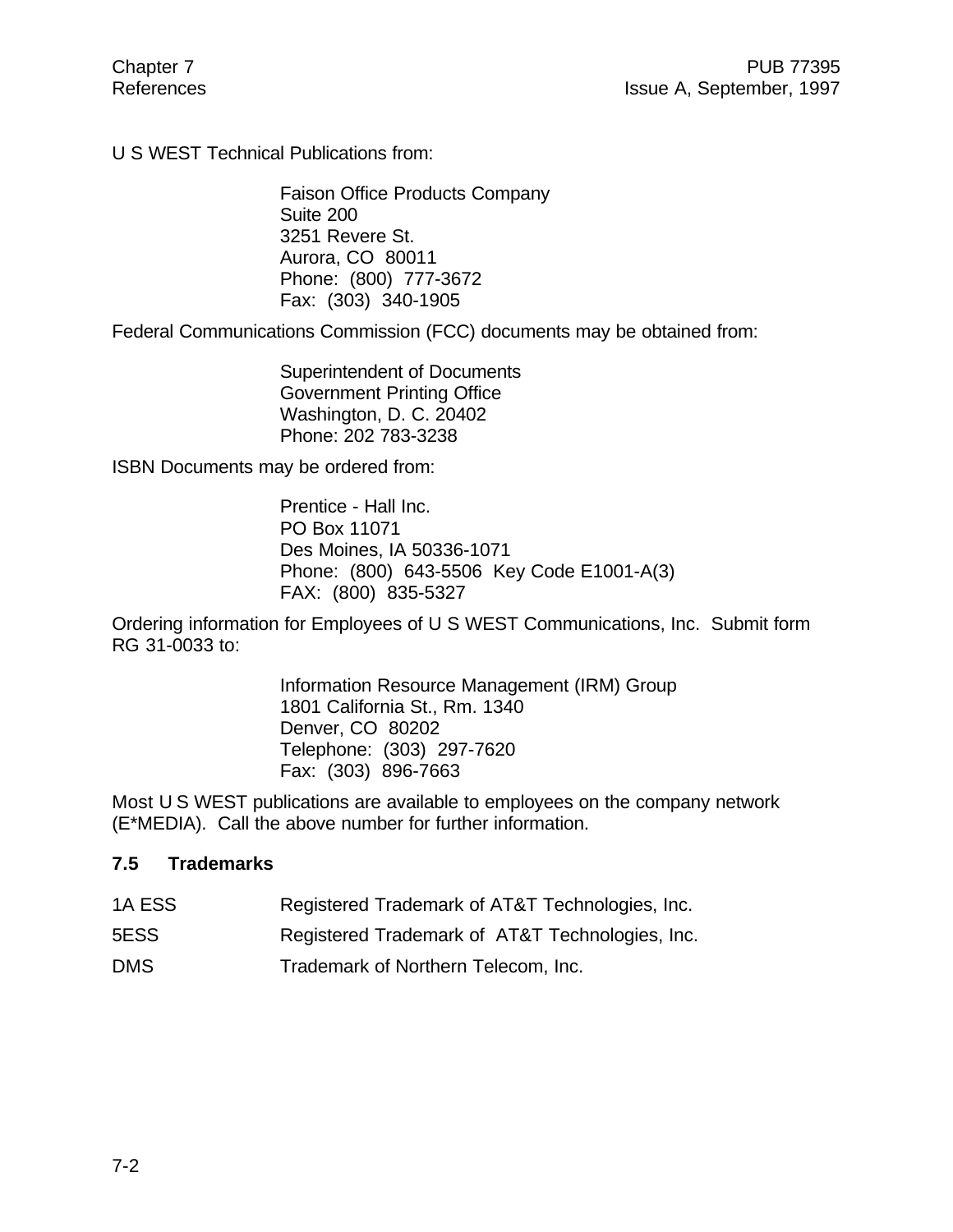U S WEST Technical Publications from:

Faison Office Products Company
Suite 200
3251 Revere St.
Aurora, CO 80011
Phone: (800) 777-3672
Fax: (303) 340-1905

Federal Communications Commission (FCC) documents may be obtained from:

Superintendent of Documents
Government Printing Office
Washington, D. C. 20402
Phone: 202 783-3238

ISBN Documents may be ordered from:

Prentice - Hall Inc.
PO Box 11071
Des Moines, IA 50336-1071
Phone: (800) 643-5506 Key Code E1001-A(3)
FAX: (800) 835-5327

Ordering information for Employees of U S WEST Communications, Inc. Submit form RG 31-0033 to:

Information Resource Management (IRM) Group
1801 California St., Rm. 1340
Denver, CO 80202
Telephone: (303) 297-7620
Fax: (303) 896-7663

Most U S WEST publications are available to employees on the company network (E*MEDIA). Call the above number for further information.

### 7.5 Trademarks

| | |
|---|---|
| 1A ESS | Registered Trademark of AT&T Technologies, Inc. |
| 5ESS | Registered Trademark of AT&T Technologies, Inc. |
| DMS | Trademark of Northern Telecom, Inc. |